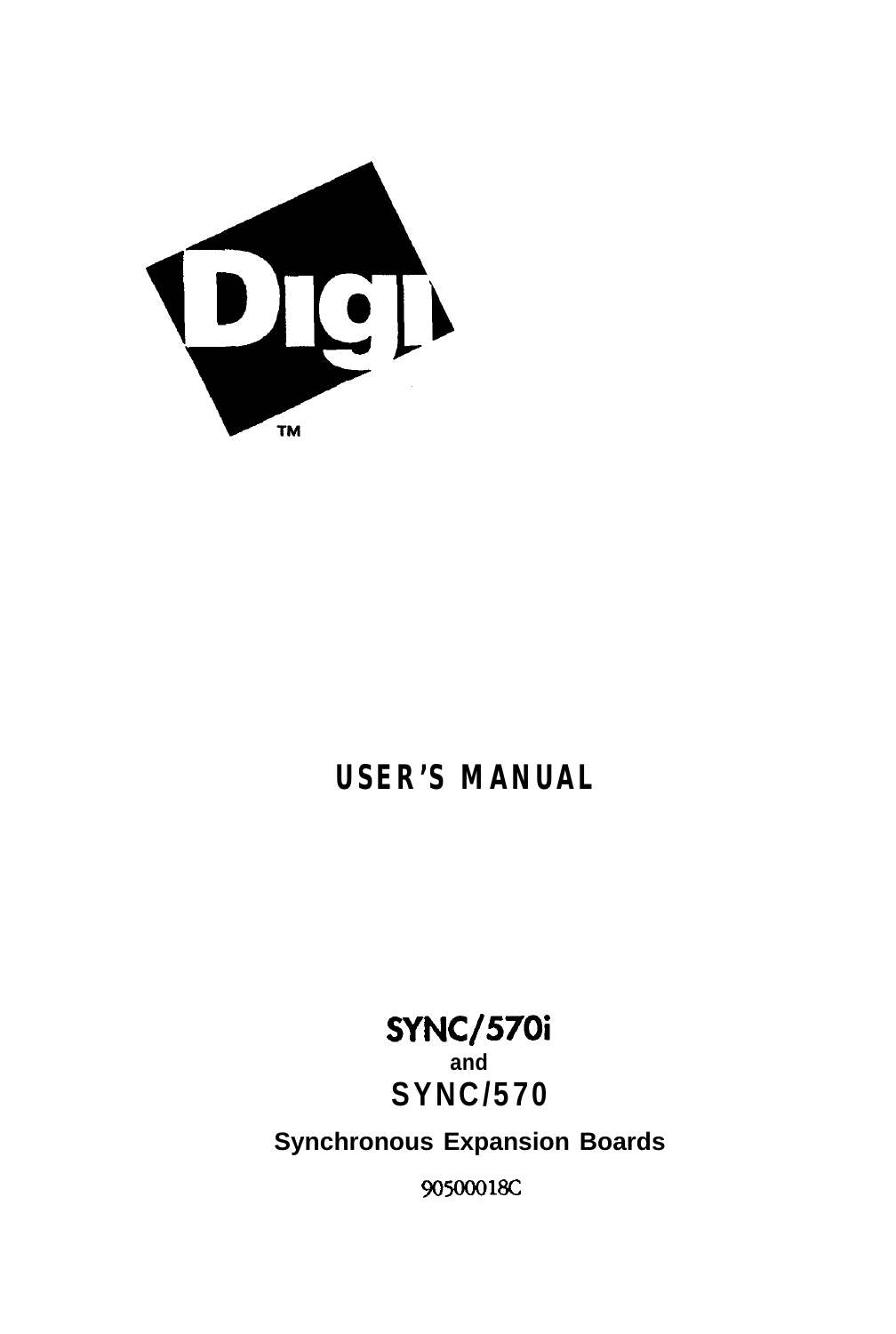Digi™

# USER'S MANUAL

## SYNC/570i

and

## SYNC/570

**Synchronous Expansion Boards**

90500018C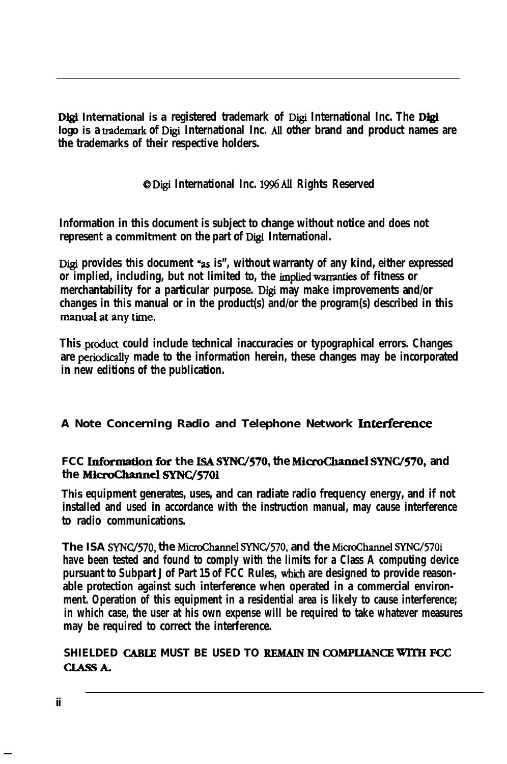**Digi International is a registered trademark of Digi International Inc. The Digi logo is a trademark of Digi International Inc. All other brand and product names are the trademarks of their respective holders.**

**© Digi International Inc. 1996 All Rights Reserved**

**Information in this document is subject to change without notice and does not represent a commitment on the part of Digi International.**

**Digi provides this document "as is", without warranty of any kind, either expressed or implied, including, but not limited to, the implied warranties of fitness or merchantability for a particular purpose. Digi may make improvements and/or changes in this manual or in the product(s) and/or the program(s) described in this manual at any time.**

**This product could include technical inaccuracies or typographical errors. Changes are periodically made to the information herein, these changes may be incorporated in new editions of the publication.**

## A Note Concerning Radio and Telephone Network Interference

### FCC Information for the ISA SYNC/570, the MicroChannel SYNC/570, and the MicroChannel SYNC/570i

**This equipment generates, uses, and can radiate radio frequency energy, and if not installed and used in accordance with the instruction manual, may cause interference to radio communications.**

**The ISA SYNC/570, the MicroChannel SYNC/570, and the MicroChannel SYNC/570i have been tested and found to comply with the limits for a Class A computing device pursuant to Subpart J of Part 15 of FCC Rules, which are designed to provide reasonable protection against such interference when operated in a commercial environment. Operation of this equipment in a residential area is likely to cause interference; in which case, the user at his own expense will be required to take whatever measures may be required to correct the interference.**

**SHIELDED CABLE MUST BE USED TO REMAIN IN COMPLIANCE WITH FCC CLASS A.**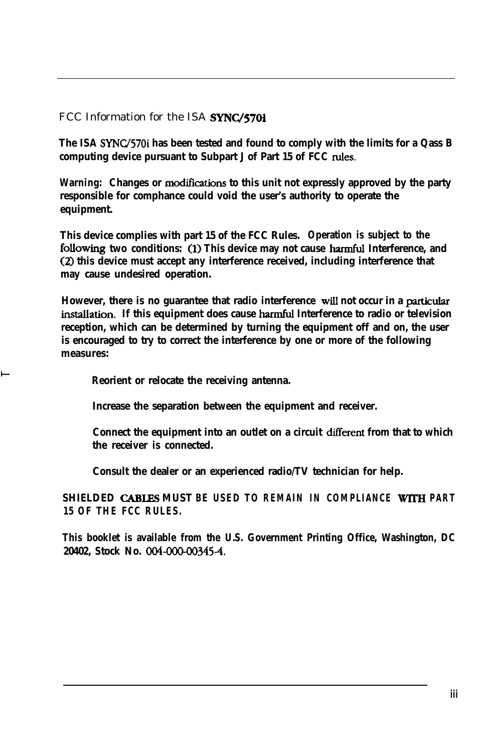## FCC Information for the ISA SYNC/570i

**The ISA SYNC/570i has been tested and found to comply with the limits for a Qass B computing device pursuant to Subpart J of Part 15 of FCC rules.**

**Warning: Changes or modifications to this unit not expressly approved by the party responsible for comphance could void the user's authority to operate the equipment.**

**This device complies with part 15 of the FCC Rules. Operation is subject to the following two conditions: (1) This device may not cause harmful Interference, and (2) this device must accept any interference received, including interference that may cause undesired operation.**

**However, there is no guarantee that radio interference will not occur in a particular installation. If this equipment does cause harmful Interference to radio or television reception, which can be determined by turning the equipment off and on, the user is encouraged to try to correct the interference by one or more of the following measures:**

- **Reorient or relocate the receiving antenna.**
- **Increase the separation between the equipment and receiver.**
- **Connect the equipment into an outlet on a circuit different from that to which the receiver is connected.**
- **Consult the dealer or an experienced radio/TV technician for help.**

**SHIELDED CABLES MUST BE USED TO REMAIN IN COMPLIANCE WITH PART 15 OF THE FCC RULES.**

**This booklet is available from the U.S. Government Printing Office, Washington, DC 20402, Stock No. 004-000-00345-4.**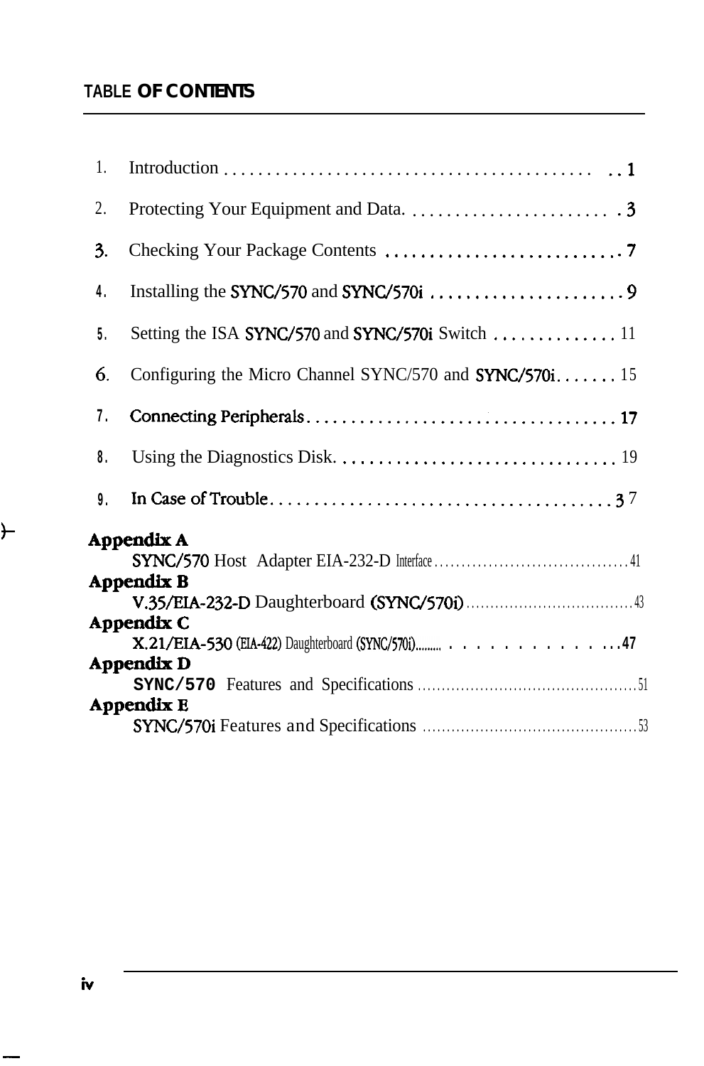# TABLE OF CONTENTS

1. Introduction .......................................... 1
2. Protecting Your Equipment and Data. ........................ 3
3. Checking Your Package Contents ........................... 7
4. Installing the SYNC/570 and SYNC/570i ...................... 9
5. Setting the ISA SYNC/570 and SYNC/570i Switch .............. 11
6. Configuring the Micro Channel SYNC/570 and SYNC/570i....... 15
7. Connecting Peripherals.................................... 17
8. Using the Diagnostics Disk. ............................... 19
9. In Case of Trouble........................................ 37

**Appendix A**
SYNC/570 Host Adapter EIA-232-D Interface ........................ 41

**Appendix B**
V.35/EIA-232-D Daughterboard (SYNC/570i) ......................... 43

**Appendix C**
X.21/EIA-530 (EIA-422) Daughterboard (SYNC/570i)................ 47

**Appendix D**
SYNC/570 Features and Specifications ............................ 51

**Appendix E**
SYNC/570i Features and Specifications ........................... 53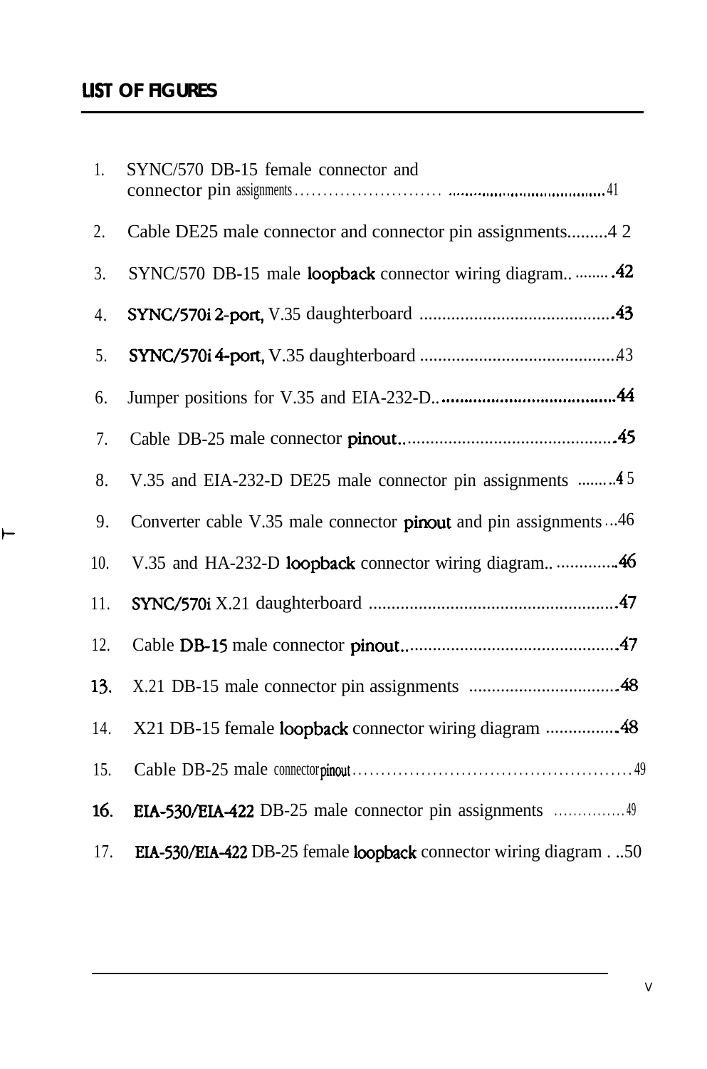# LIST OF FIGURES

1. SYNC/570 DB-15 female connector and connector pin assignments .......... 41
2. Cable DE25 male connector and connector pin assignments.........4 2
3. SYNC/570 DB-15 male loopback connector wiring diagram.. ........ .42
4. SYNC/570i 2-port, V.35 daughterboard ..........................................43
5. SYNC/570i 4-port, V.35 daughterboard ...........................................43
6. Jumper positions for V.35 and EIA-232-D.........................................44
7. Cable DB-25 male connector pinout..................................................45
8. V.35 and EIA-232-D DE25 male connector pin assignments ........4 5
9. Converter cable V.35 male connector pinout and pin assignments ...46
10. V.35 and HA-232-D loopback connector wiring diagram.. ..............46
11. SYNC/570i X.21 daughterboard ......................................................47
12. Cable DB-15 male connector pinout..................................................47
13. X.21 DB-15 male connector pin assignments ...................................48
14. X21 DB-15 female loopback connector wiring diagram ..................48
15. Cable DB-25 male connector pinout ................................................49
16. EIA-530/EIA-422 DB-25 male connector pin assignments ..............49
17. EIA-530/EIA-422 DB-25 female loopback connector wiring diagram . ..50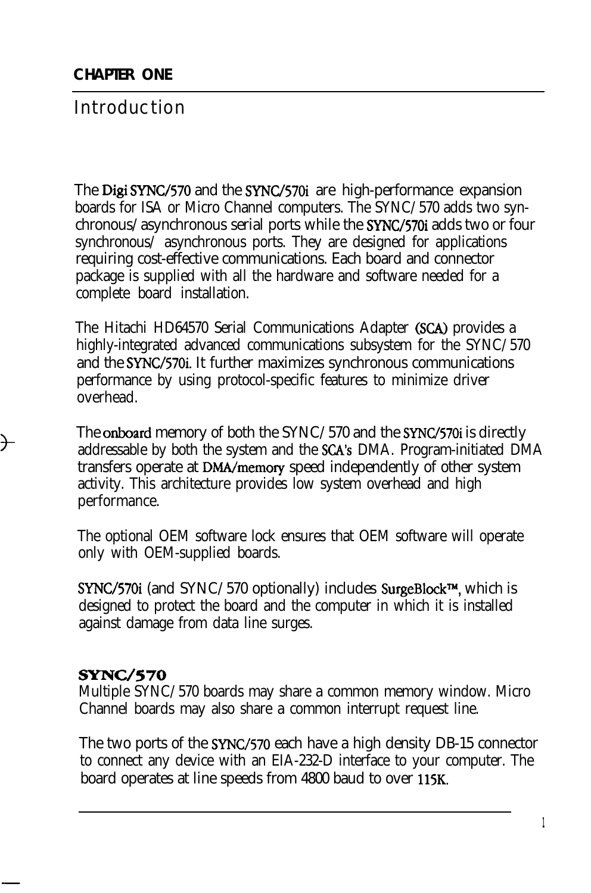**CHAPTER ONE**

# Introduction

The Digi SYNC/570 and the SYNC/570i are high-performance expansion boards for ISA or Micro Channel computers. The SYNC/570 adds two synchronous/asynchronous serial ports while the SYNC/570i adds two or four synchronous/ asynchronous ports. They are designed for applications requiring cost-effective communications. Each board and connector package is supplied with all the hardware and software needed for a complete board installation.

The Hitachi HD64570 Serial Communications Adapter (SCA) provides a highly-integrated advanced communications subsystem for the SYNC/570 and the SYNC/570i. It further maximizes synchronous communications performance by using protocol-specific features to minimize driver overhead.

The onboard memory of both the SYNC/570 and the SYNC/570i is directly addressable by both the system and the SCA's DMA. Program-initiated DMA transfers operate at DMA/memory speed independently of other system activity. This architecture provides low system overhead and high performance.

The optional OEM software lock ensures that OEM software will operate only with OEM-supplied boards.

SYNC/570i (and SYNC/570 optionally) includes SurgeBlock™, which is designed to protect the board and the computer in which it is installed against damage from data line surges.

## SYNC/570

Multiple SYNC/570 boards may share a common memory window. Micro Channel boards may also share a common interrupt request line.

The two ports of the SYNC/570 each have a high density DB-15 connector to connect any device with an EIA-232-D interface to your computer. The board operates at line speeds from 4800 baud to over 115K.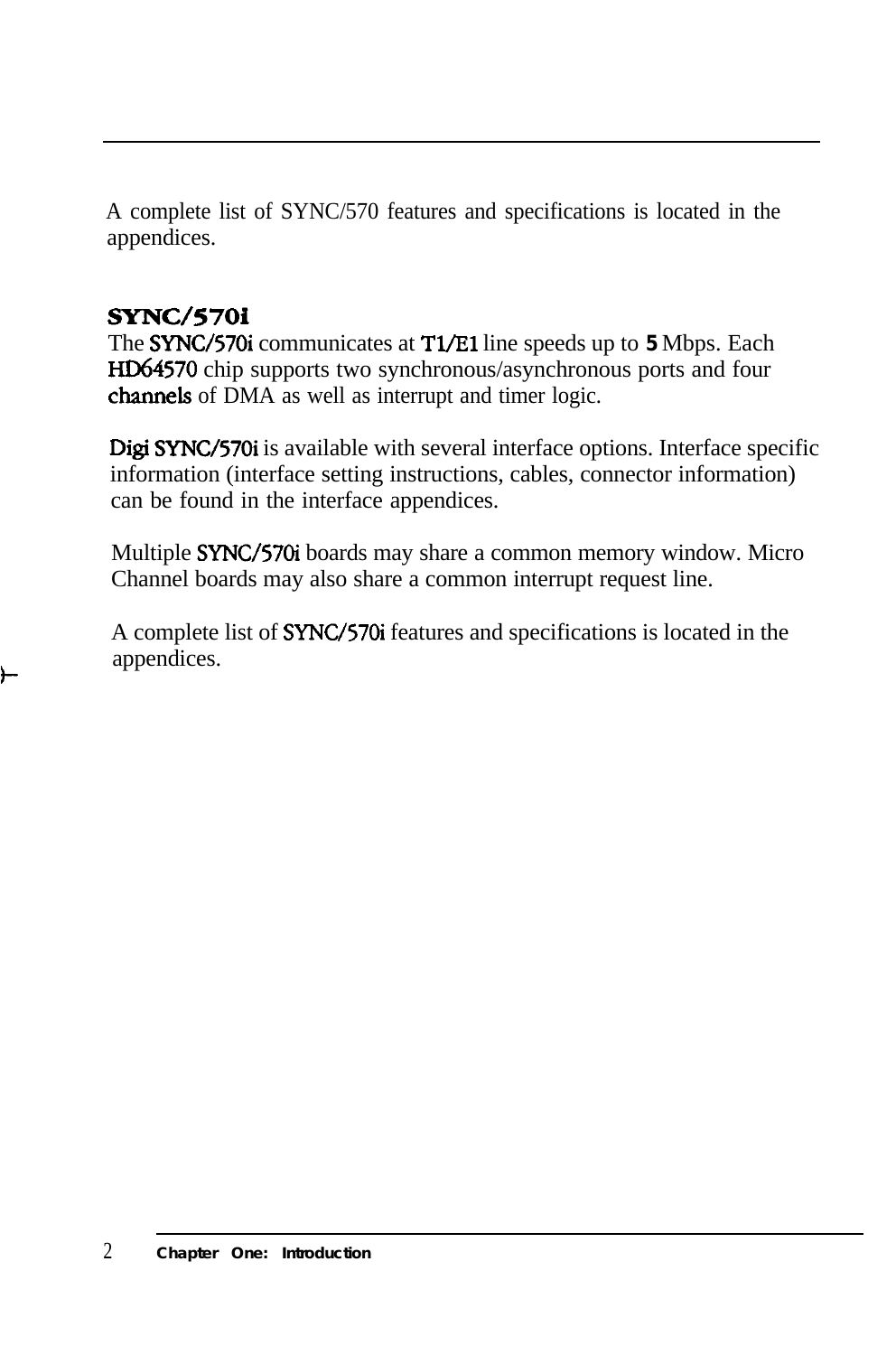A complete list of SYNC/570 features and specifications is located in the appendices.

## SYNC/570i

The SYNC/570i communicates at T1/E1 line speeds up to **5** Mbps. Each HD64570 chip supports two synchronous/asynchronous ports and four channels of DMA as well as interrupt and timer logic.

Digi SYNC/570i is available with several interface options. Interface specific information (interface setting instructions, cables, connector information) can be found in the interface appendices.

Multiple SYNC/570i boards may share a common memory window. Micro Channel boards may also share a common interrupt request line.

A complete list of SYNC/570i features and specifications is located in the appendices.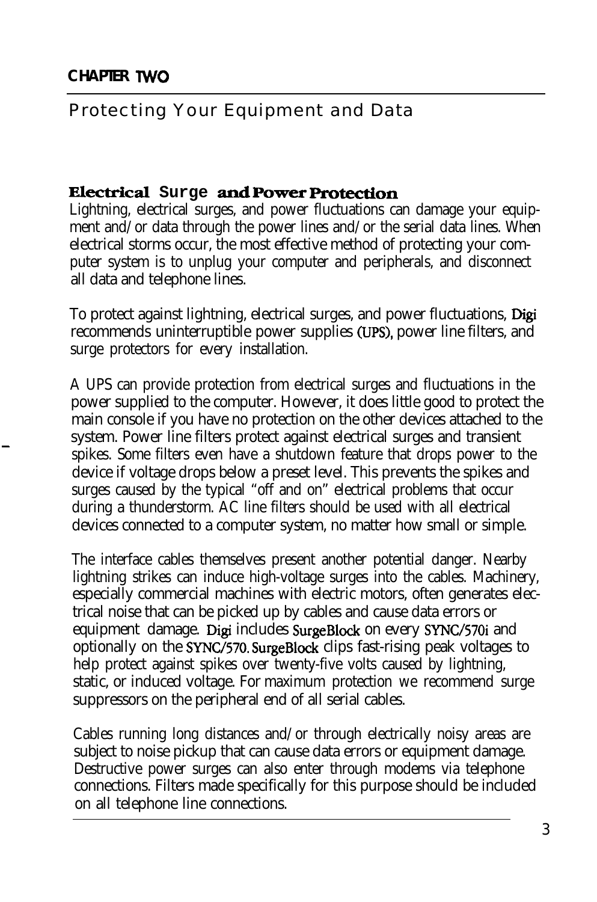**CHAPTER TWO**

# Protecting Your Equipment and Data

## Electrical Surge and Power Protection

Lightning, electrical surges, and power fluctuations can damage your equipment and/or data through the power lines and/or the serial data lines. When electrical storms occur, the most effective method of protecting your computer system is to unplug your computer and peripherals, and disconnect all data and telephone lines.

To protect against lightning, electrical surges, and power fluctuations, Digi recommends uninterruptible power supplies (UPS), power line filters, and surge protectors for every installation.

A UPS can provide protection from electrical surges and fluctuations in the power supplied to the computer. However, it does little good to protect the main console if you have no protection on the other devices attached to the system. Power line filters protect against electrical surges and transient spikes. Some filters even have a shutdown feature that drops power to the device if voltage drops below a preset level. This prevents the spikes and surges caused by the typical “off and on” electrical problems that occur during a thunderstorm. AC line filters should be used with all electrical devices connected to a computer system, no matter how small or simple.

The interface cables themselves present another potential danger. Nearby lightning strikes can induce high-voltage surges into the cables. Machinery, especially commercial machines with electric motors, often generates electrical noise that can be picked up by cables and cause data errors or equipment damage. Digi includes SurgeBlock on every SYNC/570i and optionally on the SYNC/570. SurgeBlock clips fast-rising peak voltages to help protect against spikes over twenty-five volts caused by lightning, static, or induced voltage. For maximum protection we recommend surge suppressors on the peripheral end of all serial cables.

Cables running long distances and/or through electrically noisy areas are subject to noise pickup that can cause data errors or equipment damage. Destructive power surges can also enter through modems via telephone connections. Filters made specifically for this purpose should be included on all telephone line connections.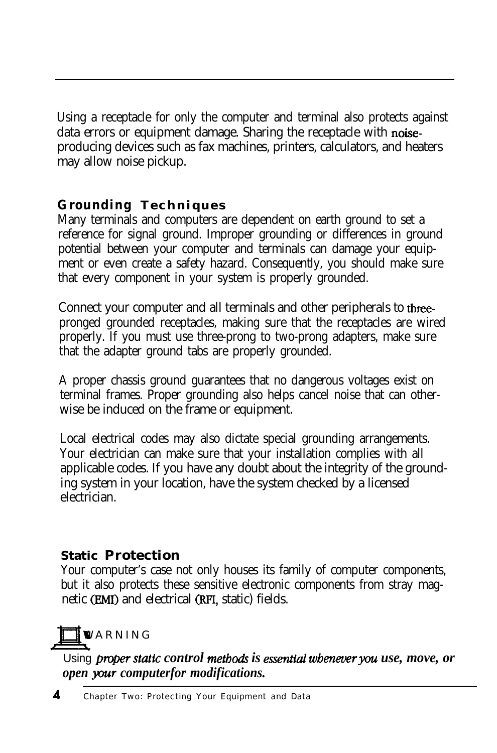Using a receptacle for only the computer and terminal also protects against data errors or equipment damage. Sharing the receptacle with noise-producing devices such as fax machines, printers, calculators, and heaters may allow noise pickup.

### Grounding Techniques

Many terminals and computers are dependent on earth ground to set a reference for signal ground. Improper grounding or differences in ground potential between your computer and terminals can damage your equipment or even create a safety hazard. Consequently, you should make sure that every component in your system is properly grounded.

Connect your computer and all terminals and other peripherals to three-pronged grounded receptacles, making sure that the receptacles are wired properly. If you must use three-prong to two-prong adapters, make sure that the adapter ground tabs are properly grounded.

A proper chassis ground guarantees that no dangerous voltages exist on terminal frames. Proper grounding also helps cancel noise that can otherwise be induced on the frame or equipment.

Local electrical codes may also dictate special grounding arrangements. Your electrician can make sure that your installation complies with all applicable codes. If you have any doubt about the integrity of the grounding system in your location, have the system checked by a licensed electrician.

### Static Protection

Your computer's case not only houses its family of computer components, but it also protects these sensitive electronic components from stray magnetic (EMI) and electrical (RFI, static) fields.

WARNING

*Using proper static control methods is essential whenever you use, move, or open your computer for modifications.*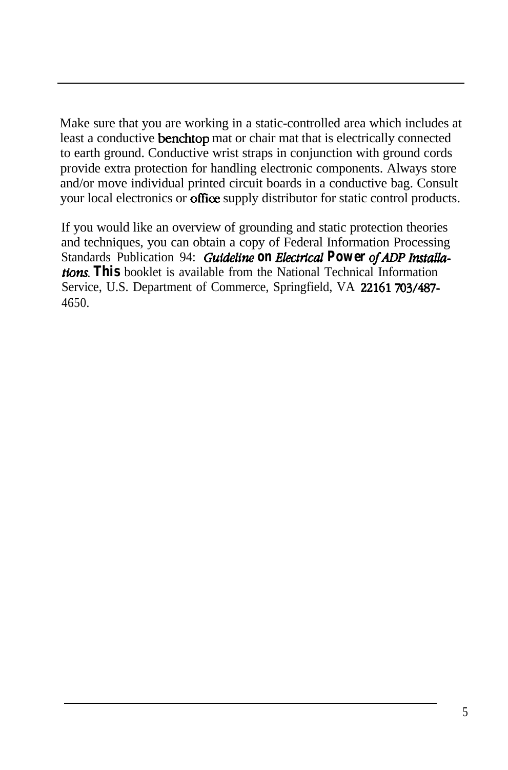Make sure that you are working in a static-controlled area which includes at least a conductive benchtop mat or chair mat that is electrically connected to earth ground. Conductive wrist straps in conjunction with ground cords provide extra protection for handling electronic components. Always store and/or move individual printed circuit boards in a conductive bag. Consult your local electronics or office supply distributor for static control products.

If you would like an overview of grounding and static protection theories and techniques, you can obtain a copy of Federal Information Processing Standards Publication 94: *Guideline on Electrical Power of ADP Installations*. This booklet is available from the National Technical Information Service, U.S. Department of Commerce, Springfield, VA 22161 703/487-4650.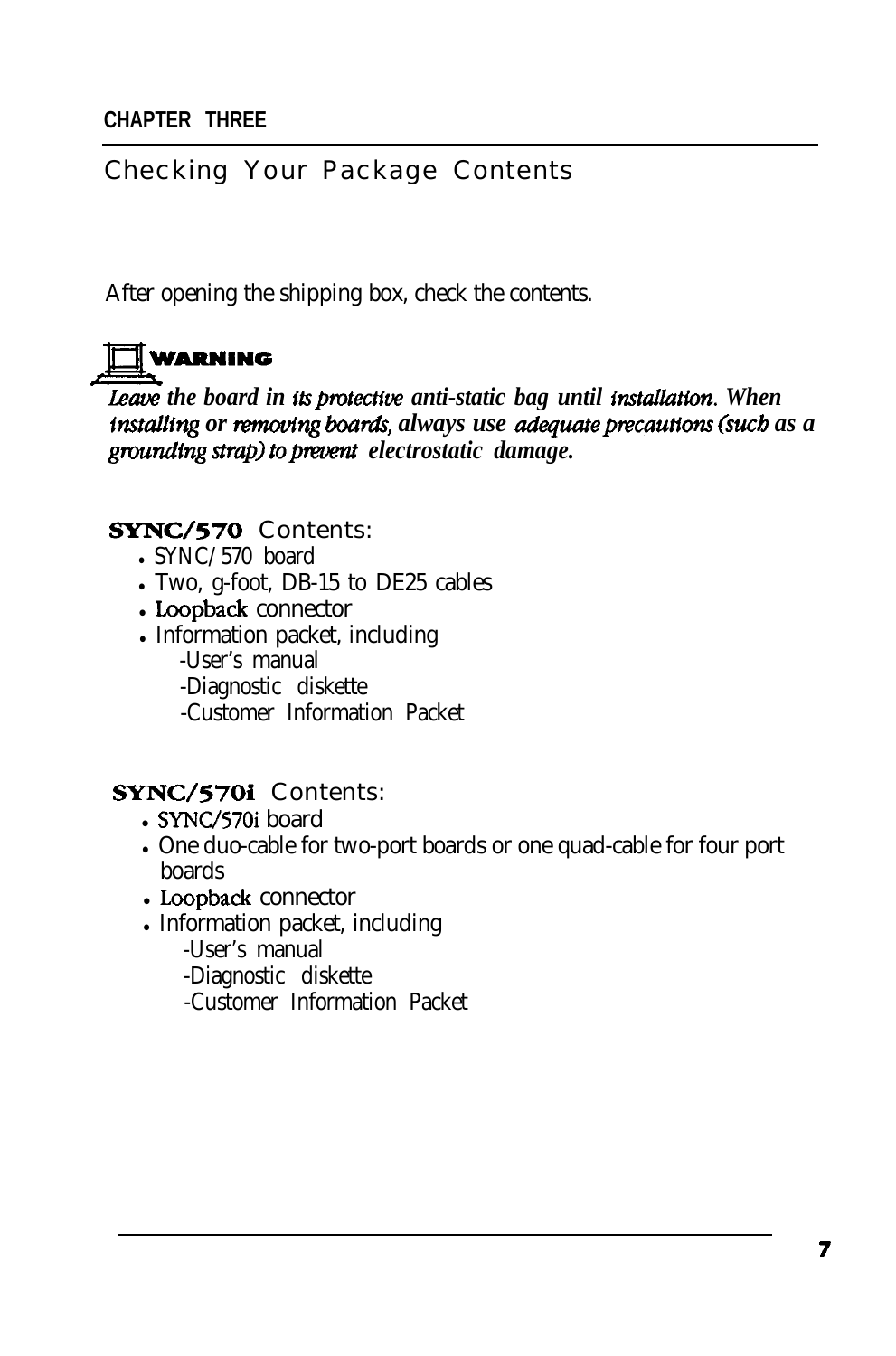CHAPTER THREE

# Checking Your Package Contents

After opening the shipping box, check the contents.

**WARNING**

***Leave the board in its protective anti-static bag until installation. When installing or removing boards, always use adequate precautions (such as a grounding strap) to prevent electrostatic damage.***

**SYNC/570** Contents:

- SYNC/570 board
- Two, g-foot, DB-15 to DE25 cables
- Loopback connector
- Information packet, including
  - User's manual
  - Diagnostic diskette
  - Customer Information Packet

**SYNC/570i** Contents:

- SYNC/570i board
- One duo-cable for two-port boards or one quad-cable for four port boards
- Loopback connector
- Information packet, including
  - User's manual
  - Diagnostic diskette
  - Customer Information Packet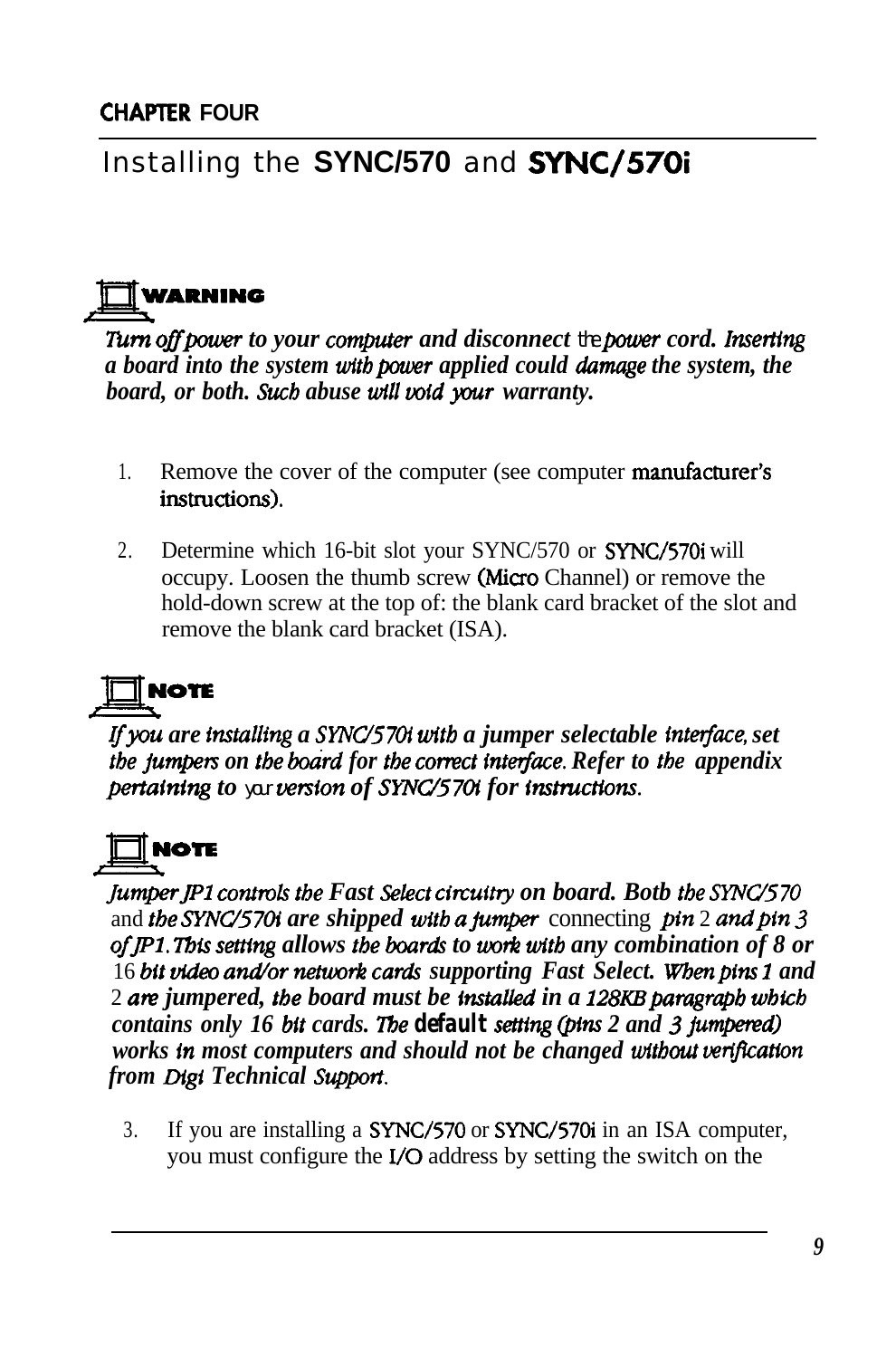**CHAPTER FOUR**

# Installing the SYNC/570 and SYNC/570i

**WARNING**

***Turn off power to your computer and disconnect the power cord. Inserting a board into the system with power applied could damage the system, the board, or both. Such abuse will void your warranty.***

1. Remove the cover of the computer (see computer manufacturer's instructions).

2. Determine which 16-bit slot your SYNC/570 or SYNC/570i will occupy. Loosen the thumb screw (Micro Channel) or remove the hold-down screw at the top of: the blank card bracket of the slot and remove the blank card bracket (ISA).

**NOTE**

***If you are installing a SYNC/570i with a jumper selectable interface, set the jumpers on the board for the correct interface. Refer to the appendix pertaining to your version of SYNC/570i for instructions.***

**NOTE**

***Jumper JP1 controls the Fast Select circuitry on board. Both the SYNC/570 and the SYNC/570i are shipped with a jumper connecting pin 2 and pin 3 of JP1. This setting allows the boards to work with any combination of 8 or 16 bit video and/or network cards supporting Fast Select. When pins 1 and 2 are jumpered, the board must be installed in a 128KB paragraph which contains only 16 bit cards. The default setting (pins 2 and 3 jumpered) works in most computers and should not be changed without verification from Digi Technical Support.***

3. If you are installing a SYNC/570 or SYNC/570i in an ISA computer, you must configure the I/O address by setting the switch on the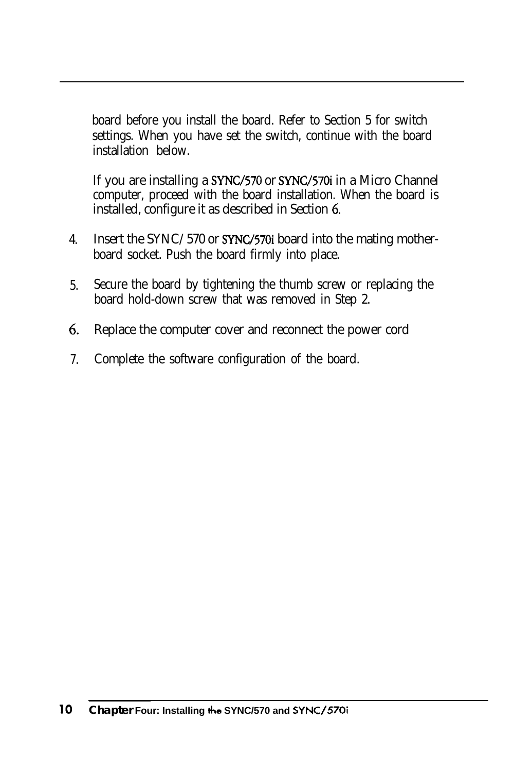board before you install the board. Refer to Section 5 for switch settings. When you have set the switch, continue with the board installation below.

If you are installing a SYNC/570 or SYNC/570i in a Micro Channel computer, proceed with the board installation. When the board is installed, configure it as described in Section 6.

4. Insert the SYNC/570 or SYNC/570i board into the mating motherboard socket. Push the board firmly into place.

5. Secure the board by tightening the thumb screw or replacing the board hold-down screw that was removed in Step 2.

6. Replace the computer cover and reconnect the power cord

7. Complete the software configuration of the board.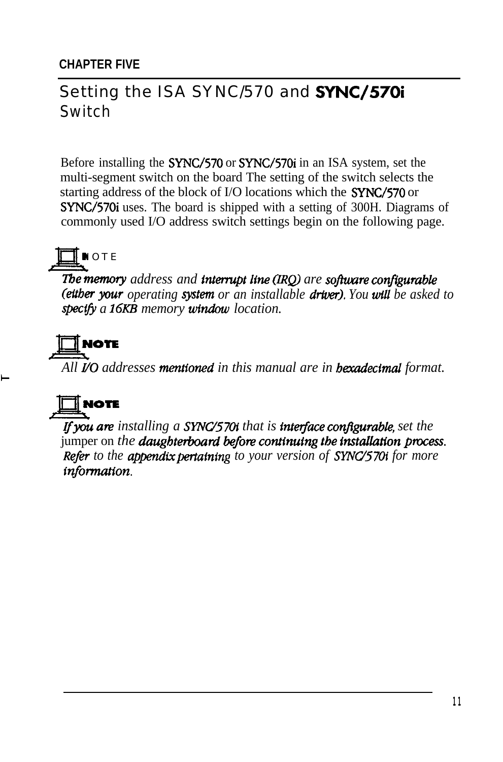CHAPTER FIVE

# Setting the ISA SYNC/570 and SYNC/570i Switch

Before installing the SYNC/570 or SYNC/570i in an ISA system, set the multi-segment switch on the board The setting of the switch selects the starting address of the block of I/O locations which the SYNC/570 or SYNC/570i uses. The board is shipped with a setting of 300H. Diagrams of commonly used I/O address switch settings begin on the following page.

**NOTE**

*The memory address and interrupt line (IRQ) are software configurable (either your operating system or an installable driver). You will be asked to specify a 16KB memory window location.*

**NOTE**

*All I/O addresses mentioned in this manual are in hexadecimal format.*

**NOTE**

*If you are installing a SYNC/570i that is interface configurable, set the* jumper on *the daughterboard before continuing the installation process. Refer to the appendix pertaining to your version of SYNC/570i for more information.*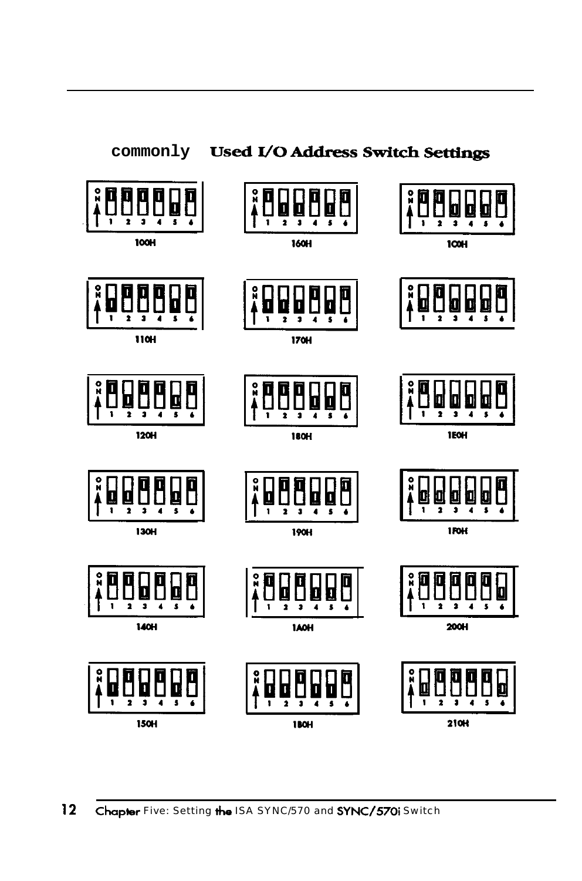## Commonly Used I/O Address Switch Settings

100H

160H

1C0H

110H

170H

120H

180H

1E0H

130H

190H

1F0H

140H

1A0H

200H

150H

1B0H

210H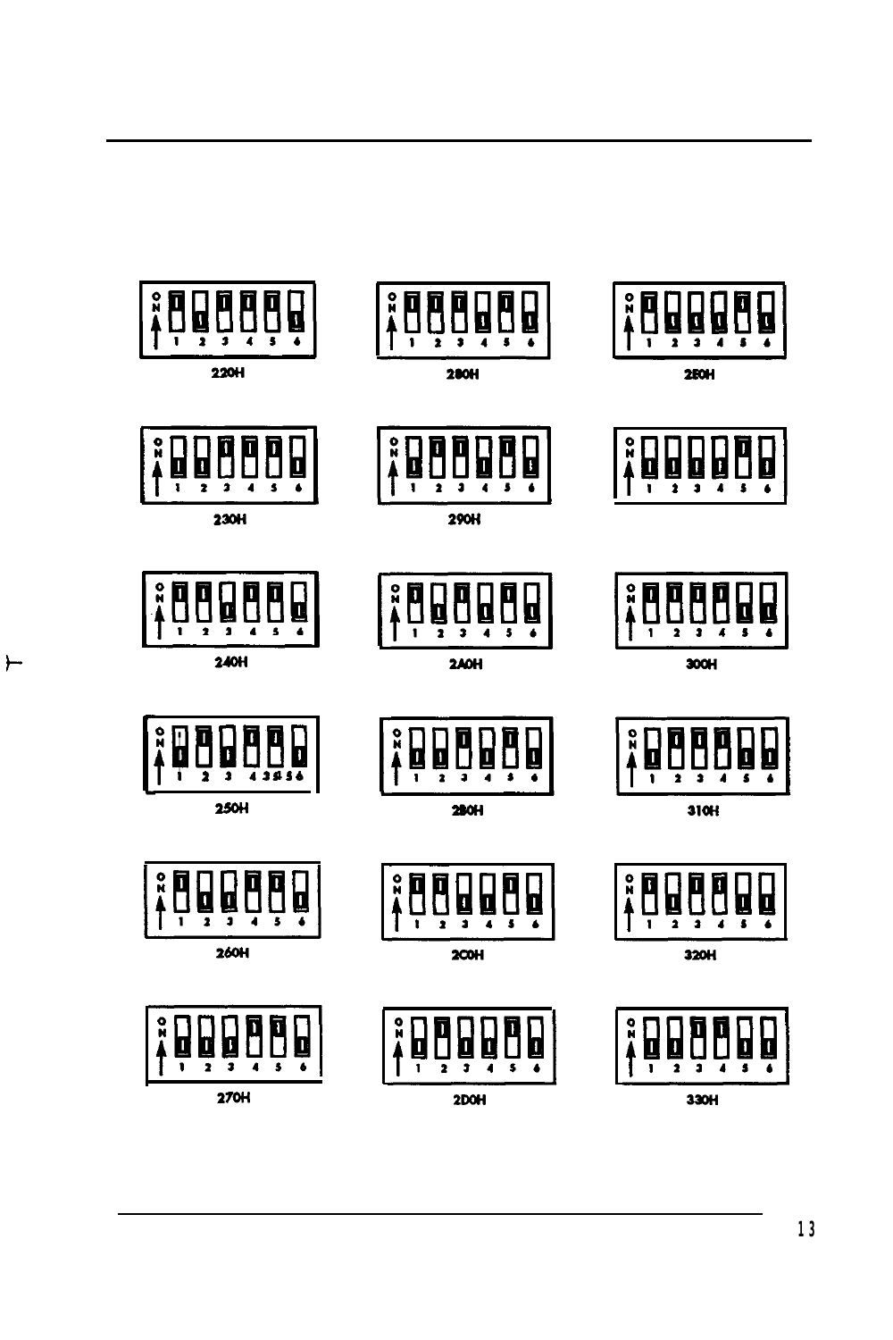| | | |
|---|---|---|
| 220H | 280H | 2E0H |
| 230H | 290H | |
| 240H | 2A0H | 300H |
| 250H | 2B0H | 310H |
| 260H | 2C0H | 320H |
| 270H | 2D0H | 330H |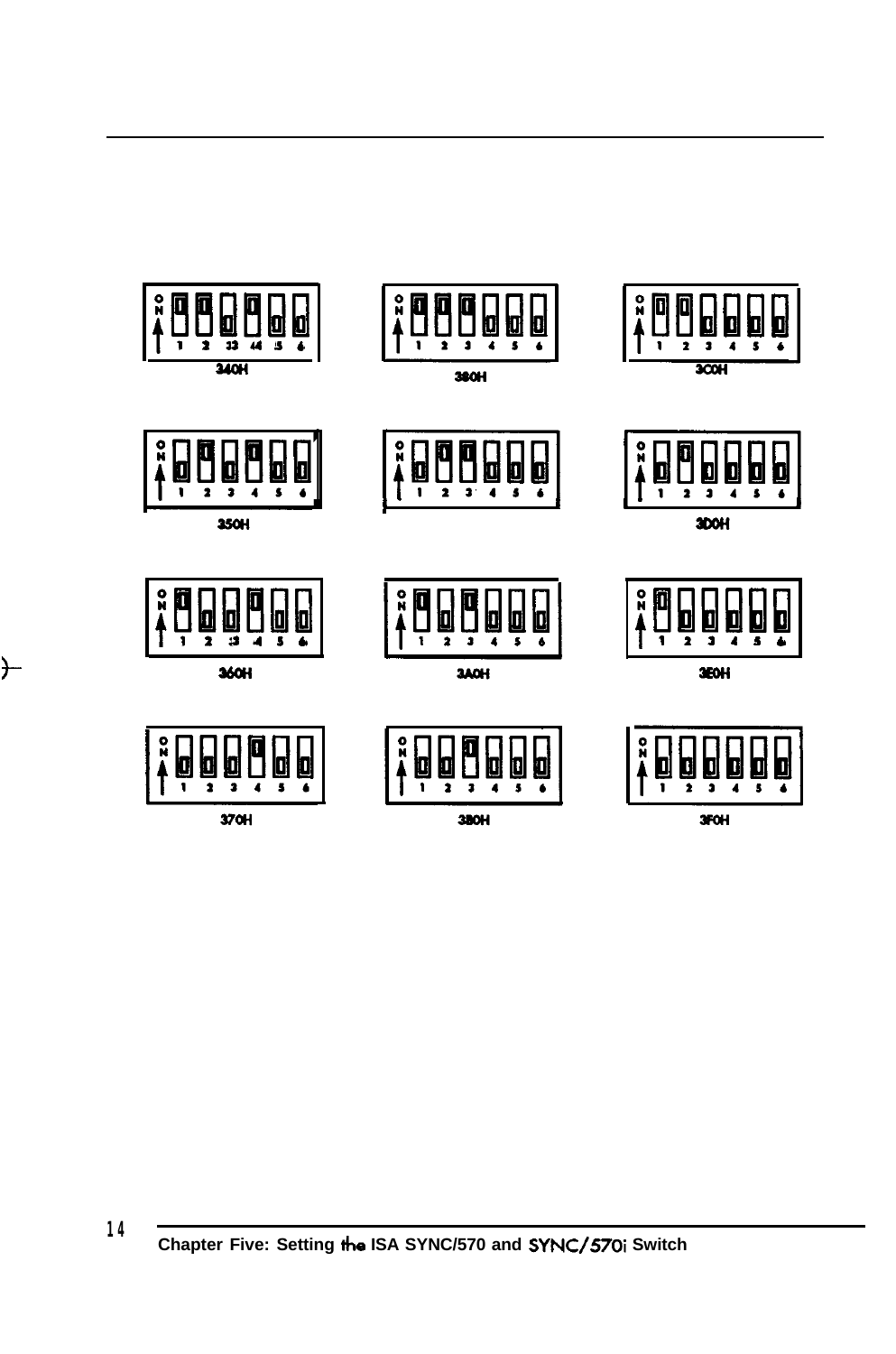340H

380H

3C0H

350H

3D0H

360H

3A0H

3E0H

370H

3B0H

3F0H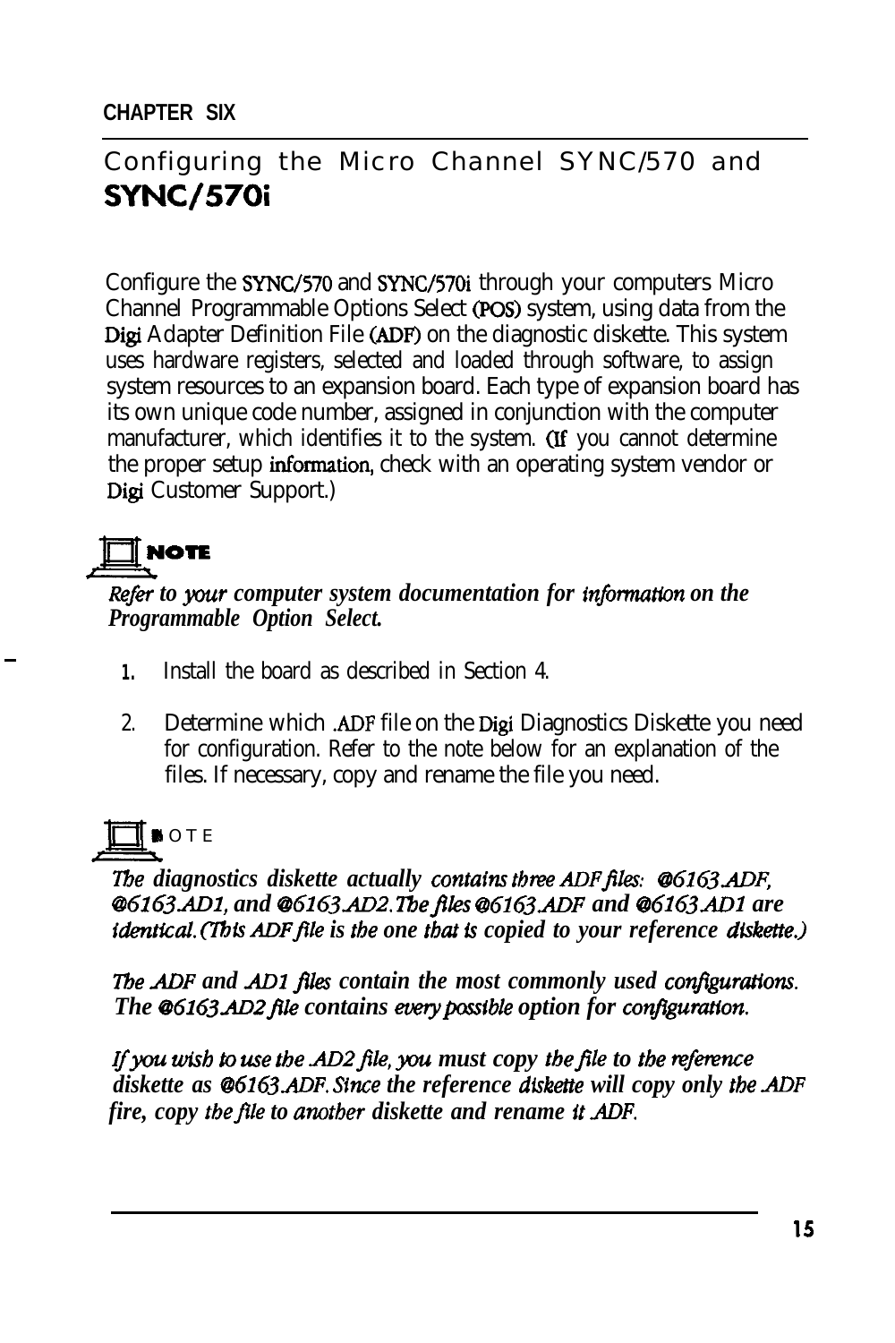**CHAPTER SIX**

# Configuring the Micro Channel SYNC/570 and SYNC/570i

Configure the SYNC/570 and SYNC/570i through your computers Micro Channel Programmable Options Select (POS) system, using data from the Digi Adapter Definition File (ADF) on the diagnostic diskette. This system uses hardware registers, selected and loaded through software, to assign system resources to an expansion board. Each type of expansion board has its own unique code number, assigned in conjunction with the computer manufacturer, which identifies it to the system. (If you cannot determine the proper setup information, check with an operating system vendor or Digi Customer Support.)

**NOTE**

***Refer to your computer system documentation for information on the Programmable Option Select.***

1. Install the board as described in Section 4.
2. Determine which .ADF file on the Digi Diagnostics Diskette you need for configuration. Refer to the note below for an explanation of the files. If necessary, copy and rename the file you need.

**NOTE**

***The diagnostics diskette actually contains three ADF files: @6163.ADF, @6163.AD1, and @6163.AD2. The files @6163.ADF and @6163.AD1 are identical. (This ADF file is the one that is copied to your reference diskette.)***

***The .ADF and .AD1 files contain the most commonly used configurations. The @6163.AD2 file contains every possible option for configuration.***

***If you wish to use the .AD2 file, you must copy the file to the reference diskette as @6163.ADF. Since the reference diskette will copy only the .ADF fire, copy the file to another diskette and rename it .ADF.***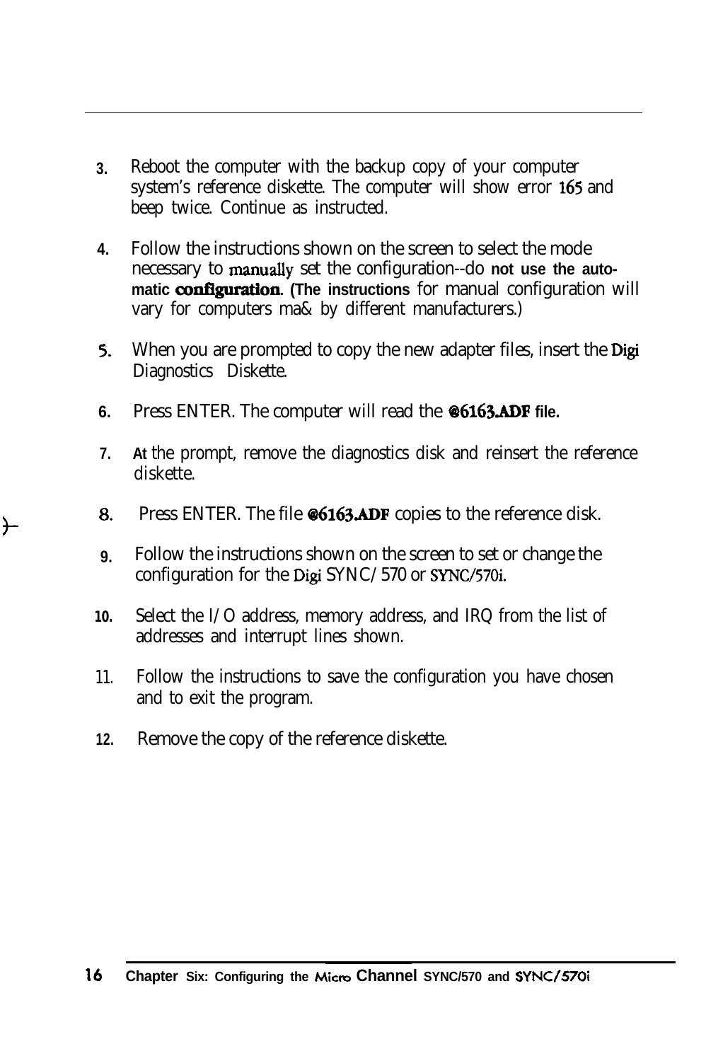3. Reboot the computer with the backup copy of your computer system's reference diskette. The computer will show error 165 and beep twice. Continue as instructed.

4. Follow the instructions shown on the screen to select the mode necessary to manually set the configuration--do **not use the automatic configuration**. (The instructions for manual configuration will vary for computers ma& by different manufacturers.)

5. When you are prompted to copy the new adapter files, insert the Digi Diagnostics Diskette.

6. Press ENTER. The computer will read the **@6163.ADF file.**

7. At the prompt, remove the diagnostics disk and reinsert the reference diskette.

8. Press ENTER. The file **@6163.ADF** copies to the reference disk.

9. Follow the instructions shown on the screen to set or change the configuration for the Digi SYNC/ 570 or SYNC/570i.

10. Select the I/O address, memory address, and IRQ from the list of addresses and interrupt lines shown.

11. Follow the instructions to save the configuration you have chosen and to exit the program.

12. Remove the copy of the reference diskette.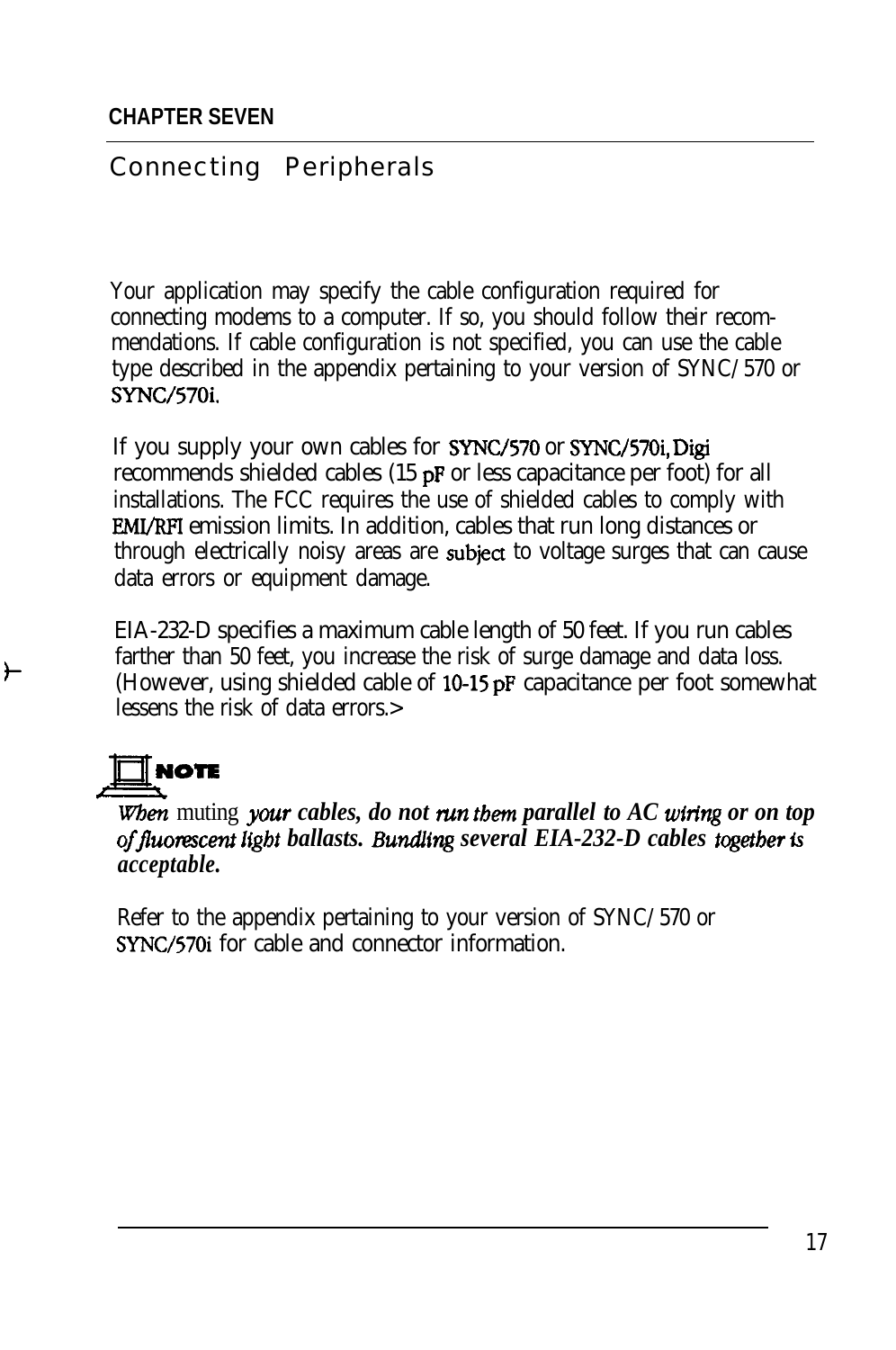**CHAPTER SEVEN**

# Connecting Peripherals

Your application may specify the cable configuration required for connecting modems to a computer. If so, you should follow their recommendations. If cable configuration is not specified, you can use the cable type described in the appendix pertaining to your version of SYNC/570 or SYNC/570i.

If you supply your own cables for SYNC/570 or SYNC/570i, Digi recommends shielded cables (15 pF or less capacitance per foot) for all installations. The FCC requires the use of shielded cables to comply with EMI/RFI emission limits. In addition, cables that run long distances or through electrically noisy areas are subject to voltage surges that can cause data errors or equipment damage.

EIA-232-D specifies a maximum cable length of 50 feet. If you run cables farther than 50 feet, you increase the risk of surge damage and data loss. (However, using shielded cable of 10-15 pF capacitance per foot somewhat lessens the risk of data errors.>

**NOTE**

***When muting your cables, do not run them parallel to AC wiring or on top of fluorescent light ballasts. Bundling several EIA-232-D cables together is acceptable.***

Refer to the appendix pertaining to your version of SYNC/570 or SYNC/570i for cable and connector information.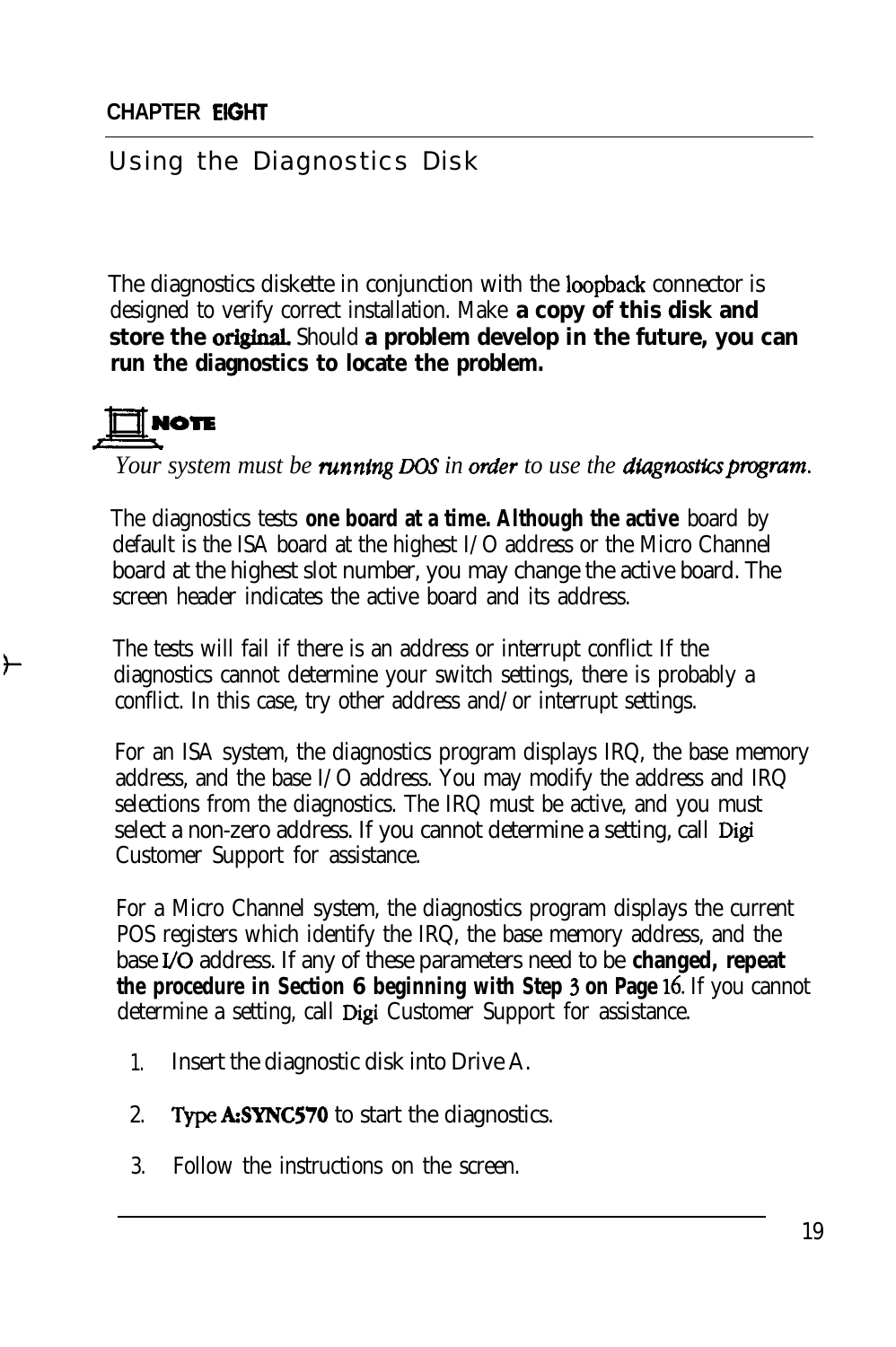CHAPTER EIGHT

# Using the Diagnostics Disk

The diagnostics diskette in conjunction with the loopback connector is designed to verify correct installation. Make **a copy of this disk and store the original.** Should **a problem develop in the future, you can run the diagnostics to locate the problem.**

**NOTE**

*Your system must be running DOS in order to use the diagnostics program.*

The diagnostics tests **one board at a time. Although the active** board by default is the ISA board at the highest I/O address or the Micro Channel board at the highest slot number, you may change the active board. The screen header indicates the active board and its address.

The tests will fail if there is an address or interrupt conflict If the diagnostics cannot determine your switch settings, there is probably a conflict. In this case, try other address and/or interrupt settings.

For an ISA system, the diagnostics program displays IRQ, the base memory address, and the base I/O address. You may modify the address and IRQ selections from the diagnostics. The IRQ must be active, and you must select a non-zero address. If you cannot determine a setting, call Digi Customer Support for assistance.

For a Micro Channel system, the diagnostics program displays the current POS registers which identify the IRQ, the base memory address, and the base I/O address. If any of these parameters need to be **changed, repeat the procedure in Section 6 beginning with Step 3 on Page** 16. If you cannot determine a setting, call Digi Customer Support for assistance.

1. Insert the diagnostic disk into Drive A.
2. Type **A:SYNC570** to start the diagnostics.
3. Follow the instructions on the screen.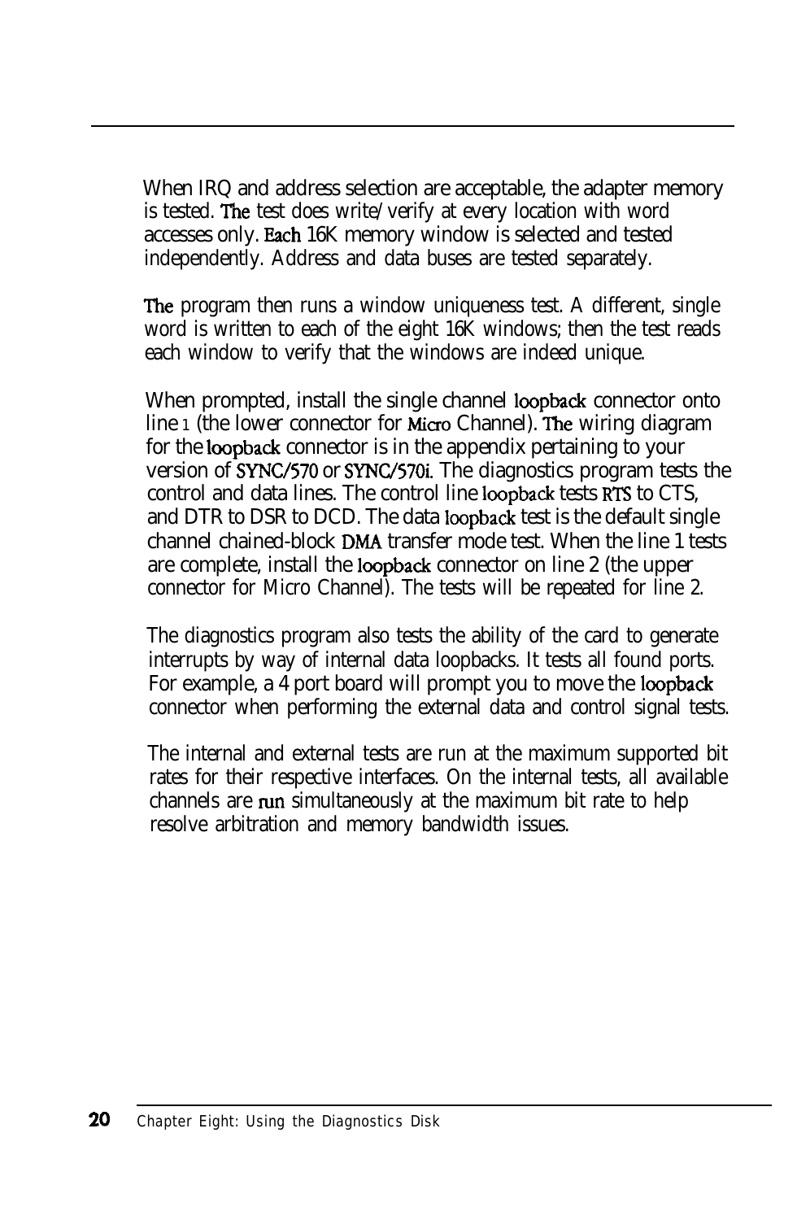When IRQ and address selection are acceptable, the adapter memory is tested. The test does write/verify at every location with word accesses only. Each 16K memory window is selected and tested independently. Address and data buses are tested separately.

The program then runs a window uniqueness test. A different, single word is written to each of the eight 16K windows; then the test reads each window to verify that the windows are indeed unique.

When prompted, install the single channel loopback connector onto line 1 (the lower connector for Micro Channel). The wiring diagram for the loopback connector is in the appendix pertaining to your version of SYNC/570 or SYNC/570i. The diagnostics program tests the control and data lines. The control line loopback tests RTS to CTS, and DTR to DSR to DCD. The data loopback test is the default single channel chained-block DMA transfer mode test. When the line 1 tests are complete, install the loopback connector on line 2 (the upper connector for Micro Channel). The tests will be repeated for line 2.

The diagnostics program also tests the ability of the card to generate interrupts by way of internal data loopbacks. It tests all found ports. For example, a 4 port board will prompt you to move the loopback connector when performing the external data and control signal tests.

The internal and external tests are run at the maximum supported bit rates for their respective interfaces. On the internal tests, all available channels are run simultaneously at the maximum bit rate to help resolve arbitration and memory bandwidth issues.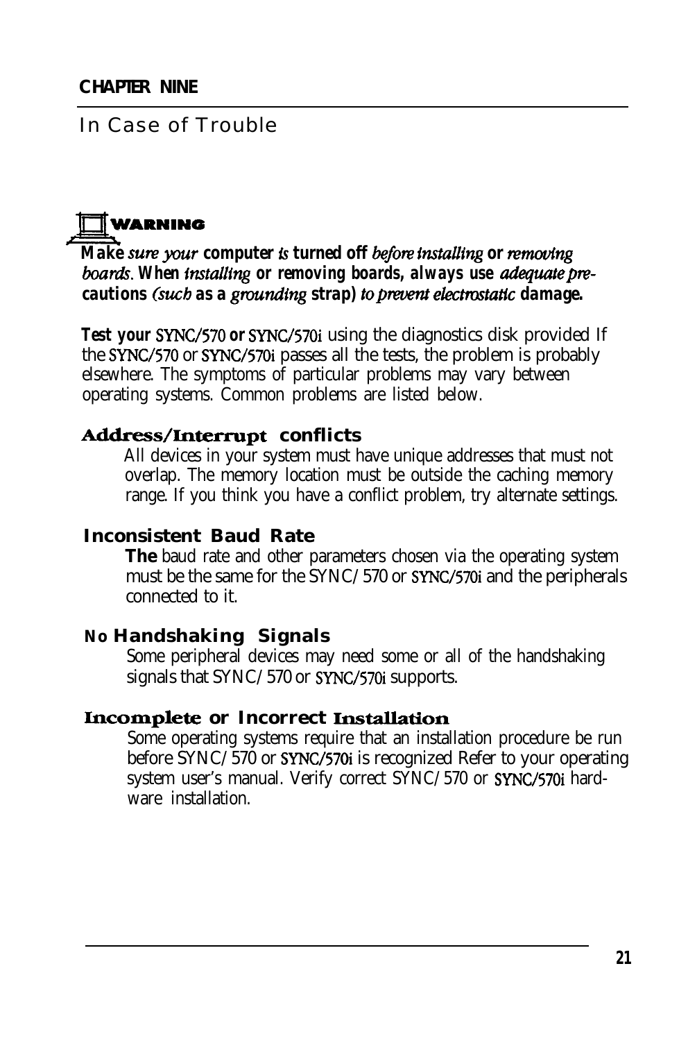**CHAPTER NINE**

# In Case of Trouble

**WARNING**

***Make sure your computer is turned off before installing or removing boards. When installing or removing boards, always use adequate precautions (such as a grounding strap) to prevent electrostatic damage.***

**Test your SYNC/570 or SYNC/570i** using the diagnostics disk provided If the SYNC/570 or SYNC/570i passes all the tests, the problem is probably elsewhere. The symptoms of particular problems may vary between operating systems. Common problems are listed below.

## Address/Interrupt conflicts

All devices in your system must have unique addresses that must not overlap. The memory location must be outside the caching memory range. If you think you have a conflict problem, try alternate settings.

## Inconsistent Baud Rate

**The** baud rate and other parameters chosen via the operating system must be the same for the SYNC/570 or SYNC/570i and the peripherals connected to it.

## No Handshaking Signals

Some peripheral devices may need some or all of the handshaking signals that SYNC/570 or SYNC/570i supports.

## Incomplete or Incorrect Installation

Some operating systems require that an installation procedure be run before SYNC/570 or SYNC/570i is recognized Refer to your operating system user's manual. Verify correct SYNC/570 or SYNC/570i hardware installation.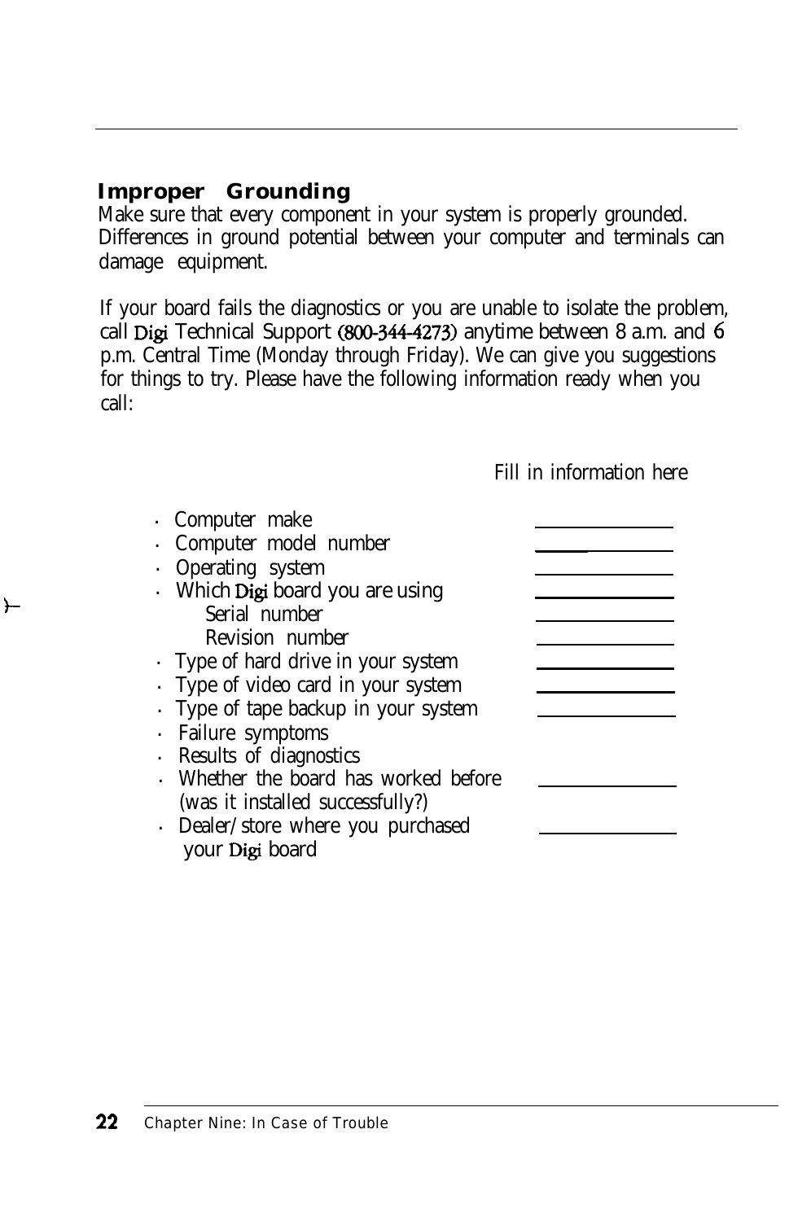### Improper Grounding

Make sure that every component in your system is properly grounded. Differences in ground potential between your computer and terminals can damage equipment.

If your board fails the diagnostics or you are unable to isolate the problem, call Digi Technical Support (800-344-4273) anytime between 8 a.m. and 6 p.m. Central Time (Monday through Friday). We can give you suggestions for things to try. Please have the following information ready when you call:

| | Fill in information here |
|---|---|
| · Computer make | ______________ |
| · Computer model number | ______________ |
| · Operating system | ______________ |
| · Which Digi board you are using | ______________ |
| Serial number | ______________ |
| Revision number | ______________ |
| · Type of hard drive in your system | ______________ |
| · Type of video card in your system | ______________ |
| · Type of tape backup in your system | ______________ |
| · Failure symptoms | |
| · Results of diagnostics | |
| · Whether the board has worked before (was it installed successfully?) | ______________ |
| · Dealer/store where you purchased your Digi board | ______________ |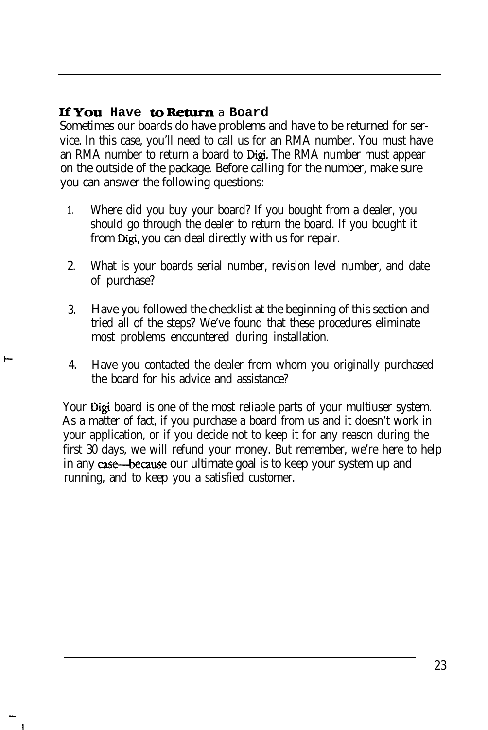## If You Have to Return a Board

Sometimes our boards do have problems and have to be returned for service. In this case, you'll need to call us for an RMA number. You must have an RMA number to return a board to Digi. The RMA number must appear on the outside of the package. Before calling for the number, make sure you can answer the following questions:

1. Where did you buy your board? If you bought from a dealer, you should go through the dealer to return the board. If you bought it from Digi, you can deal directly with us for repair.

2. What is your boards serial number, revision level number, and date of purchase?

3. Have you followed the checklist at the beginning of this section and tried all of the steps? We've found that these procedures eliminate most problems encountered during installation.

4. Have you contacted the dealer from whom you originally purchased the board for his advice and assistance?

Your Digi board is one of the most reliable parts of your multiuser system. As a matter of fact, if you purchase a board from us and it doesn't work in your application, or if you decide not to keep it for any reason during the first 30 days, we will refund your money. But remember, we're here to help in any case—because our ultimate goal is to keep your system up and running, and to keep you a satisfied customer.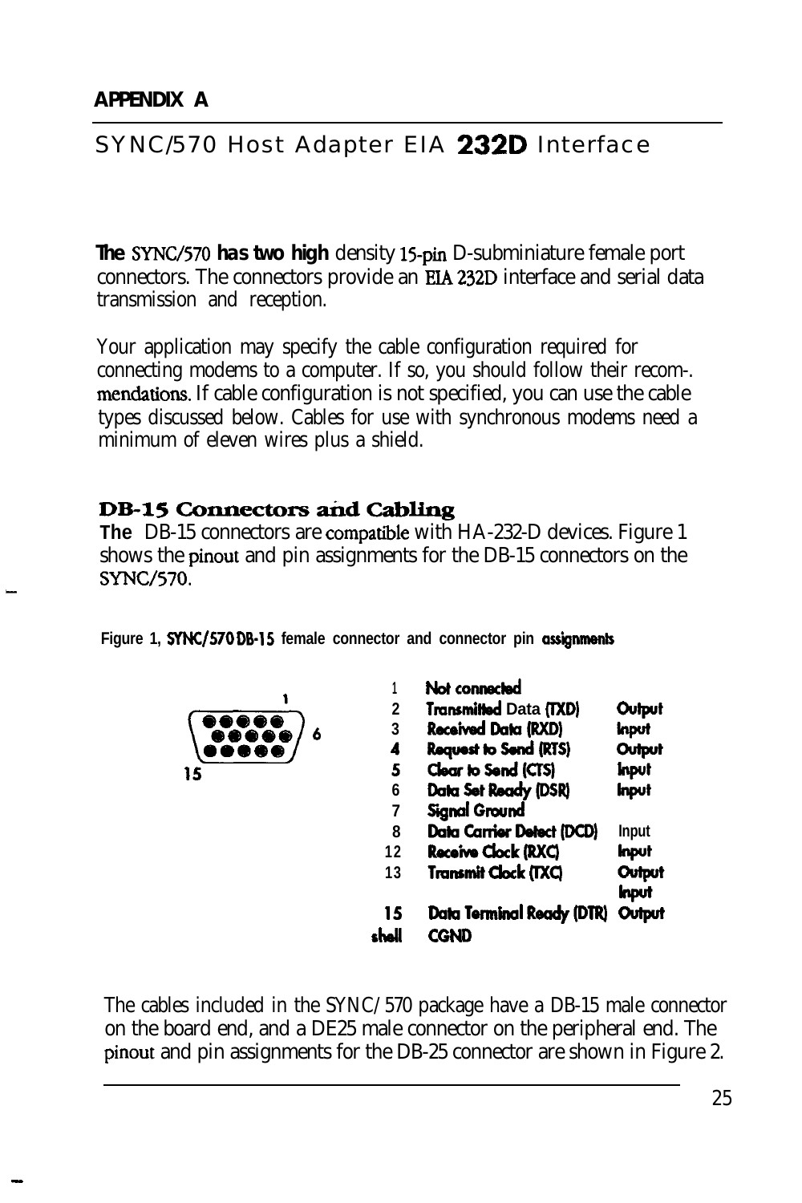**APPENDIX A**

## SYNC/570 Host Adapter EIA 232D Interface

**The** SYNC/570 **has two high** density 15-pin D-subminiature female port connectors. The connectors provide an EIA 232D interface and serial data transmission and reception.

Your application may specify the cable configuration required for connecting modems to a computer. If so, you should follow their recom-. mendations. If cable configuration is not specified, you can use the cable types discussed below. Cables for use with synchronous modems need a minimum of eleven wires plus a shield.

### DB-15 Connectors and Cabling

**The** DB-15 connectors are compatible with HA-232-D devices. Figure 1 shows the pinout and pin assignments for the DB-15 connectors on the SYNC/570.

**Figure 1, SYNC/570 DB-15 female connector and connector pin assignments**

| Pin | Signal | Direction |
|---|---|---|
| 1 | Not connected | |
| 2 | Transmitted Data (TXD) | Output |
| 3 | Received Data (RXD) | Input |
| 4 | Request to Send (RTS) | Output |
| 5 | Clear to Send (CTS) | Input |
| 6 | Data Set Ready (DSR) | Input |
| 7 | Signal Ground | |
| 8 | Data Carrier Detect (DCD) | Input |
| 12 | Receive Clock (RXC) | Input |
| 13 | Transmit Clock (TXC) | Output<br>Input |
| 15 | Data Terminal Ready (DTR) | Output |
| shell | CGND | |

The cables included in the SYNC/ 570 package have a DB-15 male connector on the board end, and a DE25 male connector on the peripheral end. The pinout and pin assignments for the DB-25 connector are shown in Figure 2.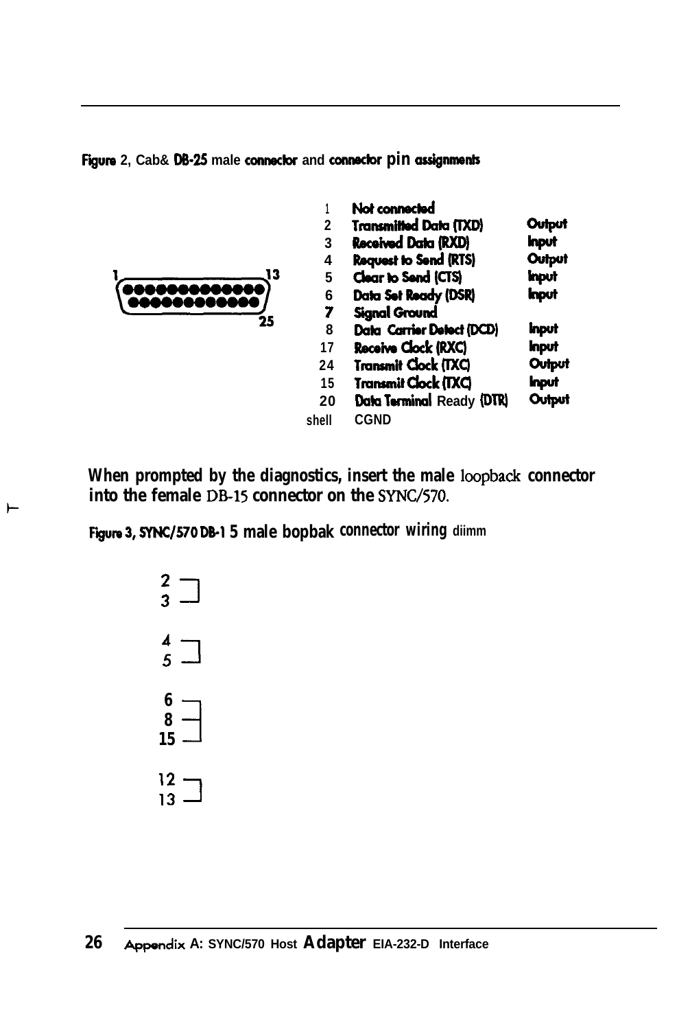Figure 2, Cab& DB-25 male connector and connector pin assignments

| Pin | Signal | Direction |
|---|---|---|
| 1 | Not connected | |
| 2 | Transmitted Data (TXD) | Output |
| 3 | Received Data (RXD) | Input |
| 4 | Request to Send (RTS) | Output |
| 5 | Clear to Send (CTS) | Input |
| 6 | Data Set Ready (DSR) | Input |
| 7 | Signal Ground | |
| 8 | Data Carrier Detect (DCD) | Input |
| 17 | Receive Clock (RXC) | Input |
| 24 | Transmit Clock (TXC) | Output |
| 15 | Transmit Clock (TXC) | Input |
| 20 | Data Terminal Ready (DTR) | Output |
| shell | CGND | |

**When prompted by the diagnostics, insert the male loopback connector into the female DB-15 connector on the SYNC/570.**

Figure 3, SYNC/570 DB-15 male bopbak connector wiring diimm

- 2 — 3
- 4 — 5
- 6 — 8 — 15
- 12 — 13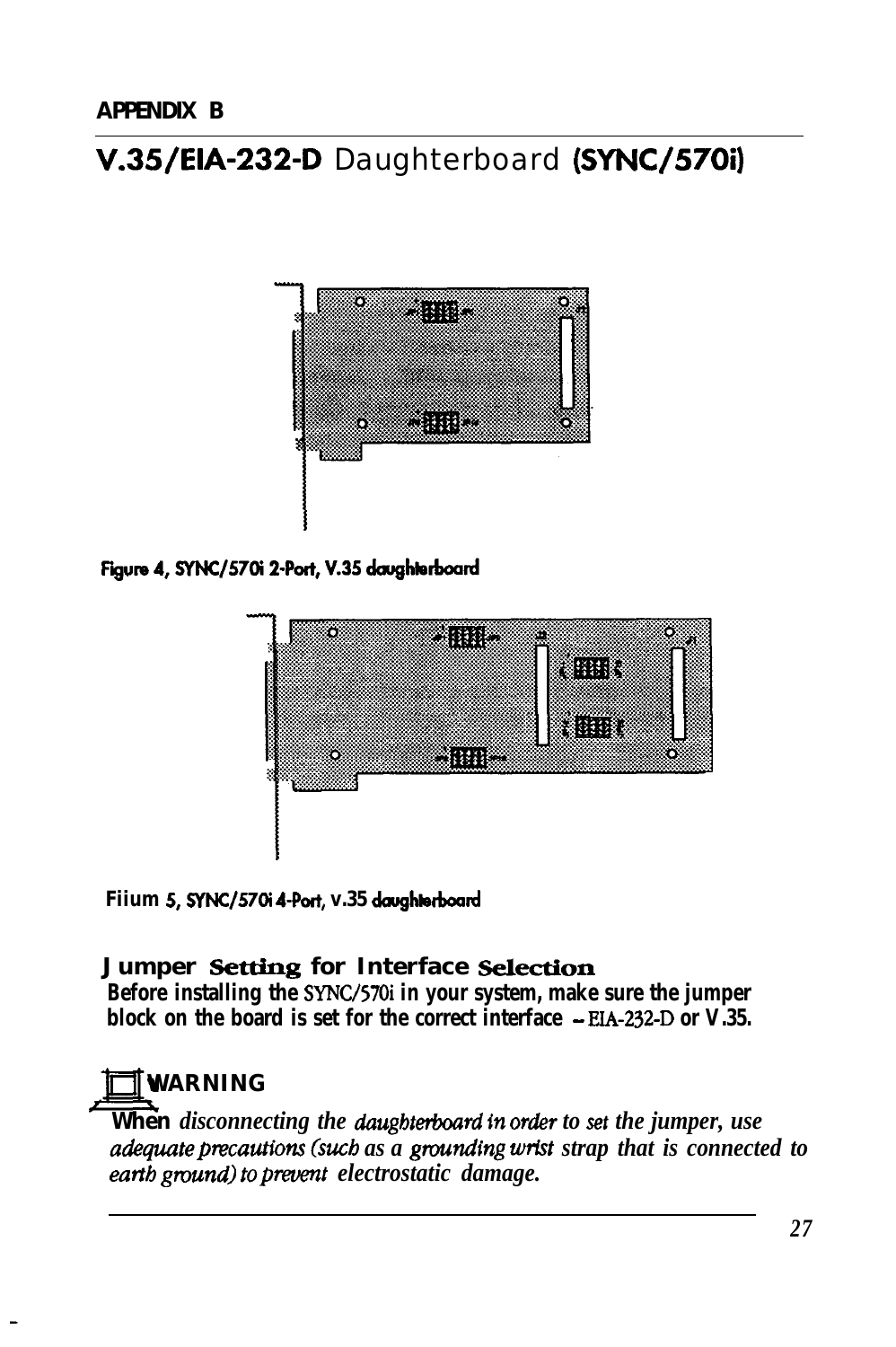## V.35/EIA-232-D Daughterboard (SYNC/570i)

Figure 4, SYNC/570i 2-Port, V.35 daughterboard

Figure 5, SYNC/570i 4-Port, V.35 daughterboard

### Jumper Setting for Interface Selection

**Before installing the SYNC/570i in your system, make sure the jumper block on the board is set for the correct interface – EIA-232-D or V.35.**

**WARNING**

When *disconnecting the daughterboard in order to set the jumper, use adequate precautions (such as a grounding wrist strap that is connected to earth ground) to prevent electrostatic damage.*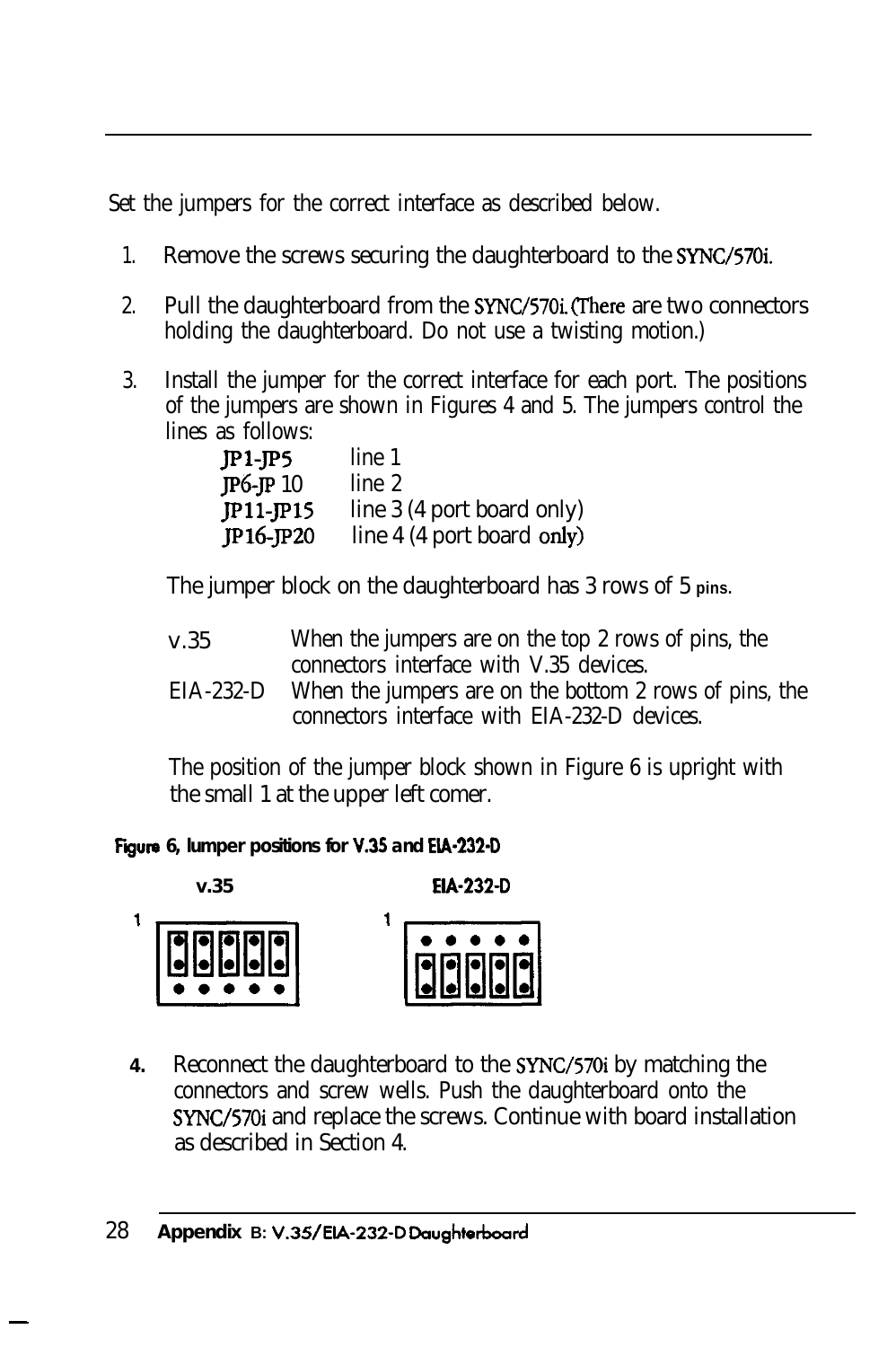Set the jumpers for the correct interface as described below.

1. Remove the screws securing the daughterboard to the SYNC/570i.
2. Pull the daughterboard from the SYNC/570i. (There are two connectors holding the daughterboard. Do not use a twisting motion.)
3. Install the jumper for the correct interface for each port. The positions of the jumpers are shown in Figures 4 and 5. The jumpers control the lines as follows:

| | |
|---|---|
| JP1-JP5 | line 1 |
| JP6-JP10 | line 2 |
| JP11-JP15 | line 3 (4 port board only) |
| JP16-JP20 | line 4 (4 port board only) |

The jumper block on the daughterboard has 3 rows of 5 pins.

| | |
|---|---|
| V.35 | When the jumpers are on the top 2 rows of pins, the connectors interface with V.35 devices. |
| EIA-232-D | When the jumpers are on the bottom 2 rows of pins, the connectors interface with EIA-232-D devices. |

The position of the jumper block shown in Figure 6 is upright with the small 1 at the upper left comer.

**Figure 6, Jumper positions for V.35 and EIA-232-D**

4. Reconnect the daughterboard to the SYNC/570i by matching the connectors and screw wells. Push the daughterboard onto the SYNC/570i and replace the screws. Continue with board installation as described in Section 4.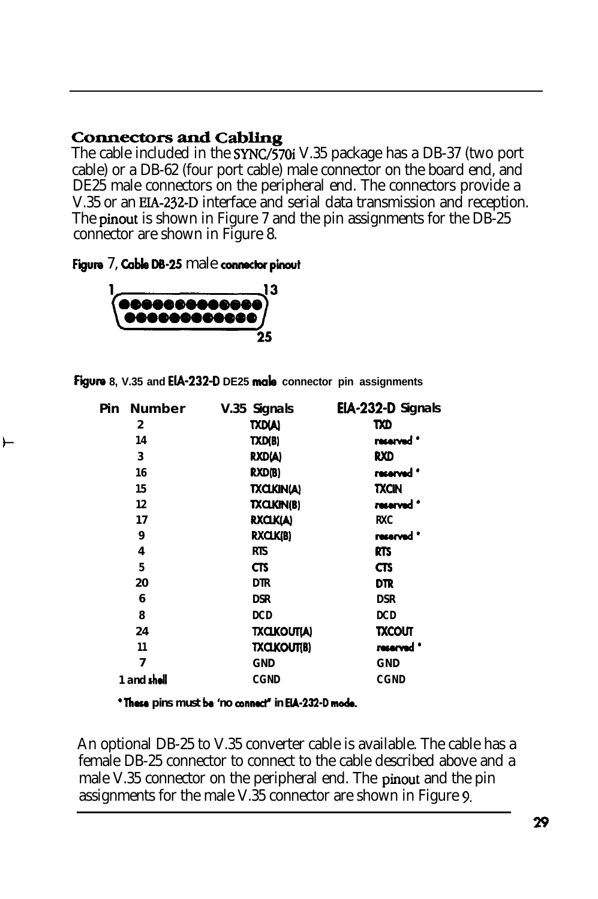## Connectors and Cabling

The cable included in the SYNC/570i V.35 package has a DB-37 (two port cable) or a DB-62 (four port cable) male connector on the board end, and DE25 male connectors on the peripheral end. The connectors provide a V.35 or an EIA-232-D interface and serial data transmission and reception. The pinout is shown in Figure 7 and the pin assignments for the DB-25 connector are shown in Figure 8.

**Figure 7, Cable DB-25 male connector pinout**

```
1                        13
 (●●●●●●●●●●●●●)
  (●●●●●●●●●●●●)
                         25
```

**Figure 8, V.35 and EIA-232-D DE25 male connector pin assignments**

| Pin Number | V.35 Signals | EIA-232-D Signals |
|---|---|---|
| 2 | TXD(A) | TXD |
| 14 | TXD(B) | reserved * |
| 3 | RXD(A) | RXD |
| 16 | RXD(B) | reserved * |
| 15 | TXCLKIN(A) | TXCIN |
| 12 | TXCLKIN(B) | reserved * |
| 17 | RXCLK(A) | RXC |
| 9 | RXCLK(B) | reserved * |
| 4 | RTS | RTS |
| 5 | CTS | CTS |
| 20 | DTR | DTR |
| 6 | DSR | DSR |
| 8 | DCD | DCD |
| 24 | TXCLKOUT(A) | TXCOUT |
| 11 | TXCLKOUT(B) | reserved * |
| 7 | GND | GND |
| 1 and shell | CGND | CGND |

* These pins must be "no connect" in EIA-232-D mode.

An optional DB-25 to V.35 converter cable is available. The cable has a female DB-25 connector to connect to the cable described above and a male V.35 connector on the peripheral end. The pinout and the pin assignments for the male V.35 connector are shown in Figure 9.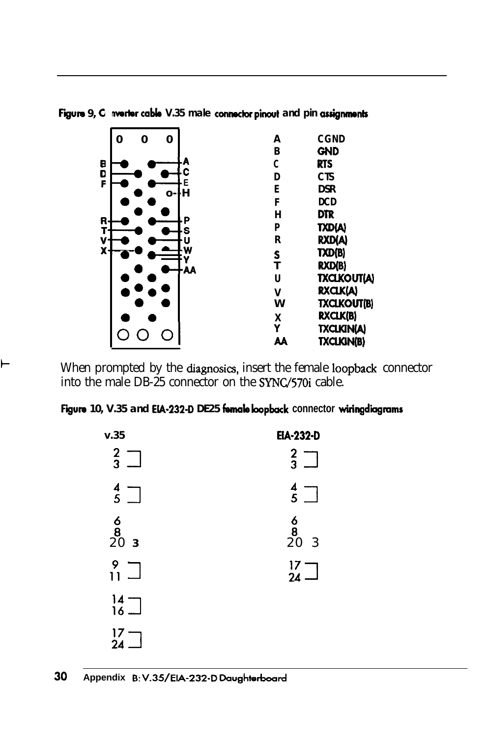**Figure 9, Converter cable V.35 male connector pinout and pin assignments**

| Pin | Signal |
|---|---|
| A | CGND |
| B | GND |
| C | RTS |
| D | CTS |
| E | DSR |
| F | DCD |
| H | DTR |
| P | TXD(A) |
| R | RXD(A) |
| S | TXD(B) |
| T | RXD(B) |
| U | TXCLKOUT(A) |
| V | RXCLK(A) |
| W | TXCLKOUT(B) |
| X | RXCLK(B) |
| Y | TXCLKIN(A) |
| AA | TXCLKIN(B) |

When prompted by the diagnosics, insert the female loopback connector into the male DB-25 connector on the SYNC/570i cable.

**Figure 10, V.35 and EIA-232-D DE25 female loopback connector wiringdiagrams**

| V.35 | EIA-232-D |
|---|---|
| 2 – 3 | 2 – 3 |
| 4 – 5 | 4 – 5 |
| 6, 8, 20 | 6, 8, 20 |
| 9 – 11 | 17 – 24 |
| 14 – 16 | |
| 17 – 24 | |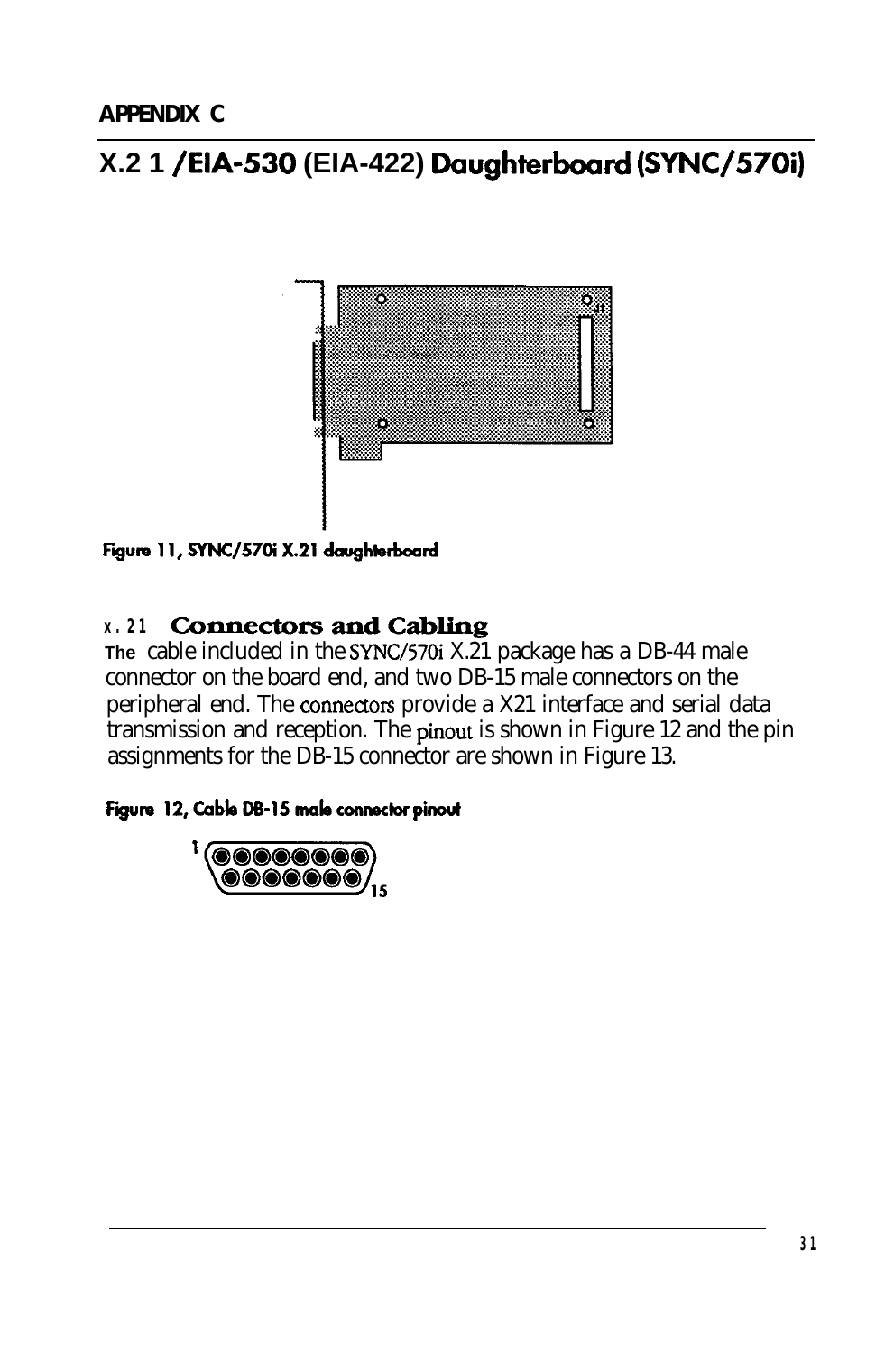APPENDIX C

# X.21 /EIA-530 (EIA-422) Daughterboard (SYNC/570i)

Figure 11, SYNC/570i X.21 daughterboard

## X.21 Connectors and Cabling

The cable included in the SYNC/570i X.21 package has a DB-44 male connector on the board end, and two DB-15 male connectors on the peripheral end. The connectors provide a X21 interface and serial data transmission and reception. The pinout is shown in Figure 12 and the pin assignments for the DB-15 connector are shown in Figure 13.

Figure 12, Cable DB-15 male connector pinout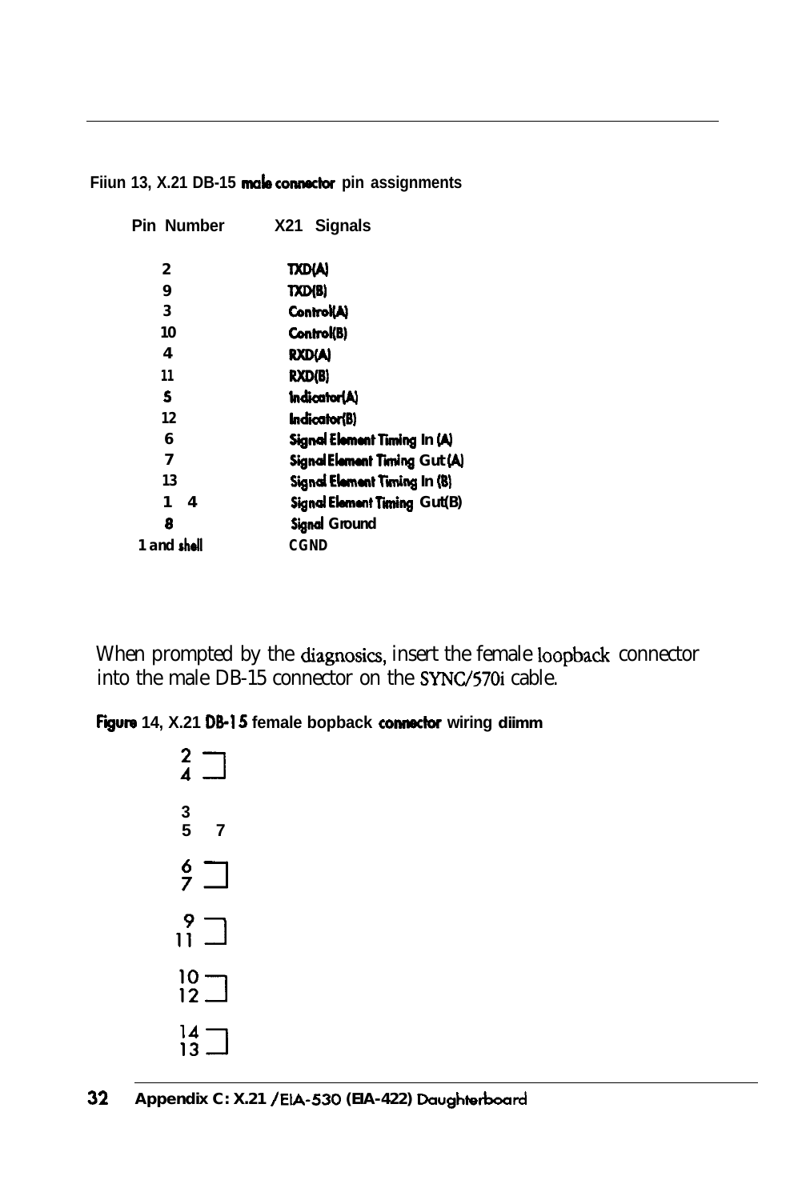Fiiun 13, X.21 DB-15 male connector pin assignments

| Pin Number | X21 Signals |
| --- | --- |
| 2 | TXD(A) |
| 9 | TXD(B) |
| 3 | Control(A) |
| 10 | Control(B) |
| 4 | RXD(A) |
| 11 | RXD(B) |
| 5 | Indicator(A) |
| 12 | Indicator(B) |
| 6 | Signal Element Timing In (A) |
| 7 | Signal Element Timing Gut (A) |
| 13 | Signal Element Timing In (B) |
| 1 4 | Signal Element Timing Gut(B) |
| 8 | Signal Ground |
| 1 and shell | CGND |

When prompted by the diagnosics, insert the female loopback connector into the male DB-15 connector on the SYNC/570i cable.

Figure 14, X.21 DB-15 female bopback connector wiring diimm

```
 2 ─┐
 4 ─┘

 3
 5   7

 6 ─┐
 7 ─┘

 9 ─┐
11 ─┘

10 ─┐
12 ─┘

14 ─┐
13 ─┘
```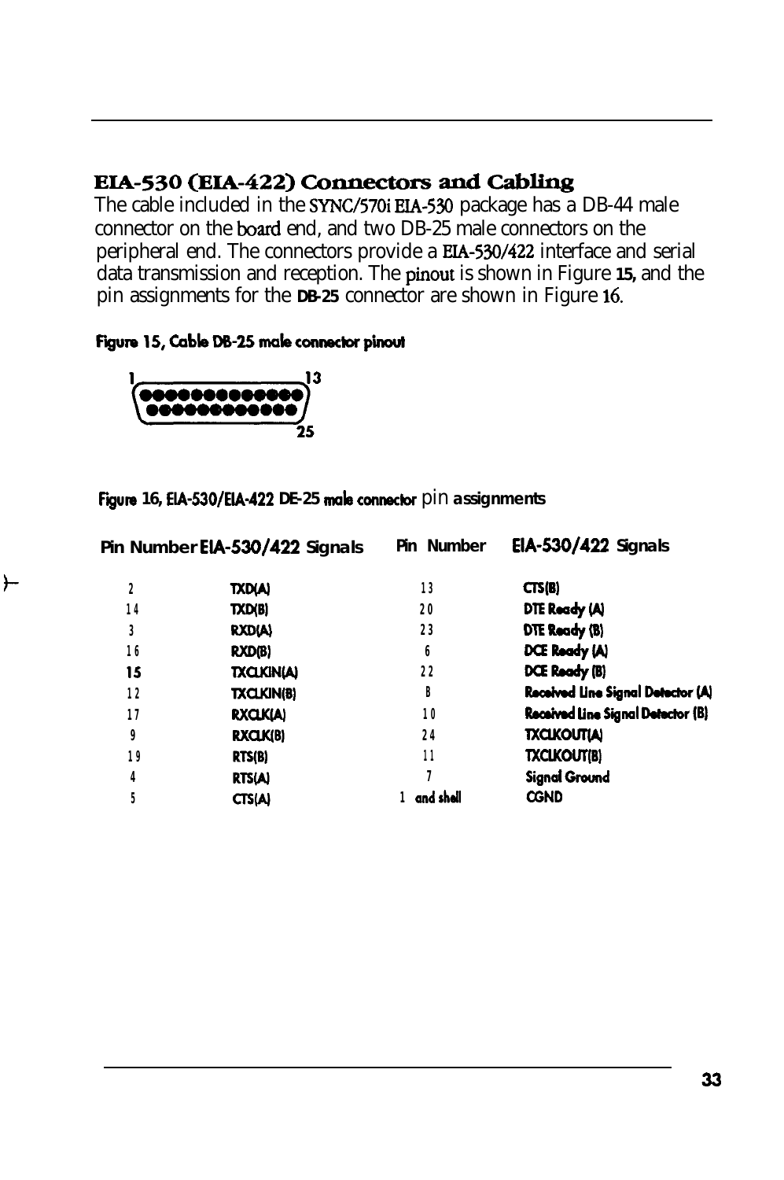## EIA-530 (EIA-422) Connectors and Cabling

The cable included in the SYNC/570i EIA-530 package has a DB-44 male connector on the board end, and two DB-25 male connectors on the peripheral end. The connectors provide a EIA-530/422 interface and serial data transmission and reception. The pinout is shown in Figure 15, and the pin assignments for the DB-25 connector are shown in Figure 16.

**Figure 15, Cable DB-25 male connector pinout**

1 13

25

**Figure 16, EIA-530/EIA-422 DE-25 male connector pin assignments**

| Pin Number | EIA-530/422 Signals | Pin Number | EIA-530/422 Signals |
|---|---|---|---|
| 2 | TXD(A) | 13 | CTS(B) |
| 14 | TXD(B) | 20 | DTE Ready (A) |
| 3 | RXD(A) | 23 | DTE Ready (B) |
| 16 | RXD(B) | 6 | DCE Ready (A) |
| 15 | TXCLKIN(A) | 22 | DCE Ready (B) |
| 12 | TXCLKIN(B) | 8 | Received Line Signal Detector (A) |
| 17 | RXCLK(A) | 10 | Received Line Signal Detector (B) |
| 9 | RXCLK(B) | 24 | TXCLKOUT(A) |
| 19 | RTS(B) | 11 | TXCLKOUT(B) |
| 4 | RTS(A) | 7 | Signal Ground |
| 5 | CTS(A) | 1 and shell | CGND |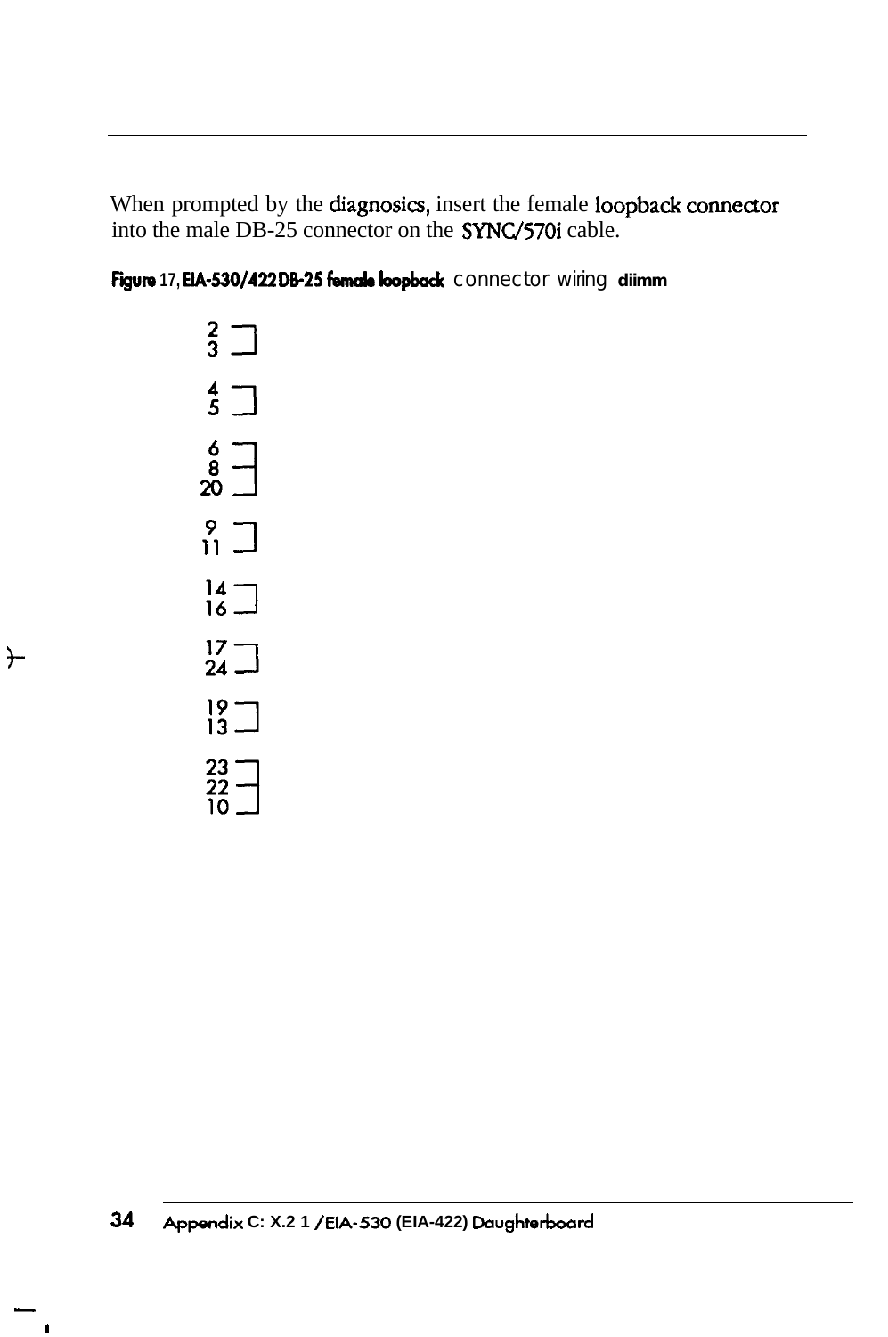When prompted by the diagnosics, insert the female loopback connector into the male DB-25 connector on the SYNC/570i cable.

**Figure 17, EIA-530/422 DB-25 female loopback connector wiring diagram**

- 2 — 3
- 4 — 5
- 6 — 8 — 20
- 9 — 11
- 14 — 16
- 17 — 24
- 19 — 13
- 23 — 22 — 10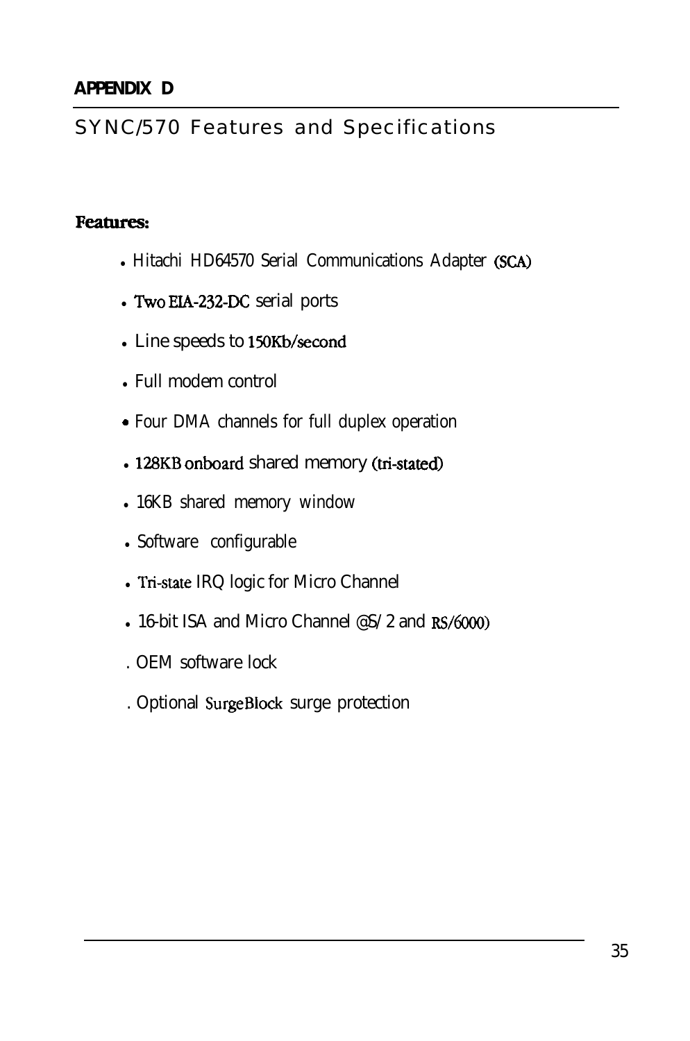**APPENDIX D**

# SYNC/570 Features and Specifications

**Features:**

- Hitachi HD64570 Serial Communications Adapter (SCA)
- Two EIA-232-DC serial ports
- Line speeds to 150Kb/second
- Full modem control
- Four DMA channels for full duplex operation
- 128KB onboard shared memory (tri-stated)
- 16KB shared memory window
- Software configurable
- Tri-state IRQ logic for Micro Channel
- 16-bit ISA and Micro Channel @S/2 and RS/6000)
- OEM software lock
- Optional SurgeBlock surge protection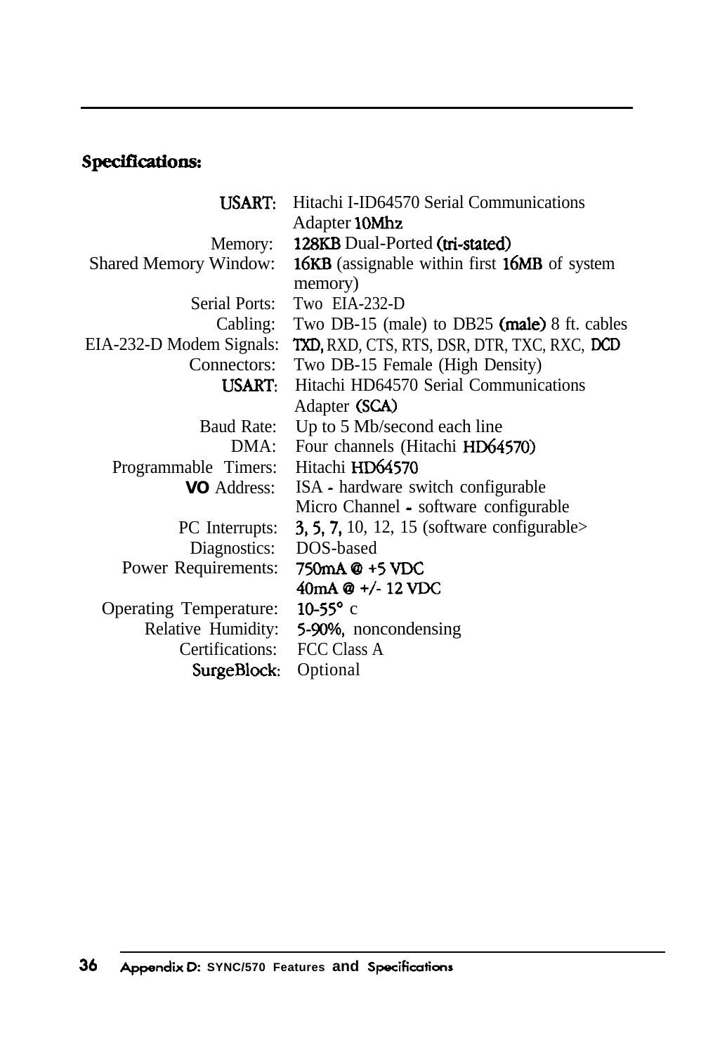## Specifications:

| | |
|---|---|
| USART: | Hitachi I-ID64570 Serial Communications Adapter 10Mhz |
| Memory: | 128KB Dual-Ported (tri-stated) |
| Shared Memory Window: | 16KB (assignable within first 16MB of system memory) |
| Serial Ports: | Two EIA-232-D |
| Cabling: | Two DB-15 (male) to DB25 (male) 8 ft. cables |
| EIA-232-D Modem Signals: | TXD, RXD, CTS, RTS, DSR, DTR, TXC, RXC, DCD |
| Connectors: | Two DB-15 Female (High Density) |
| USART: | Hitachi HD64570 Serial Communications Adapter (SCA) |
| Baud Rate: | Up to 5 Mb/second each line |
| DMA: | Four channels (Hitachi HD64570) |
| Programmable Timers: | Hitachi HD64570 |
| VO Address: | ISA - hardware switch configurable<br>Micro Channel - software configurable |
| PC Interrupts: | 3, 5, 7, 10, 12, 15 (software configurable> |
| Diagnostics: | DOS-based |
| Power Requirements: | 750mA @ +5 VDC<br>40mA @ +/- 12 VDC |
| Operating Temperature: | 10-55° c |
| Relative Humidity: | 5-90%, noncondensing |
| Certifications: | FCC Class A |
| SurgeBlock: | Optional |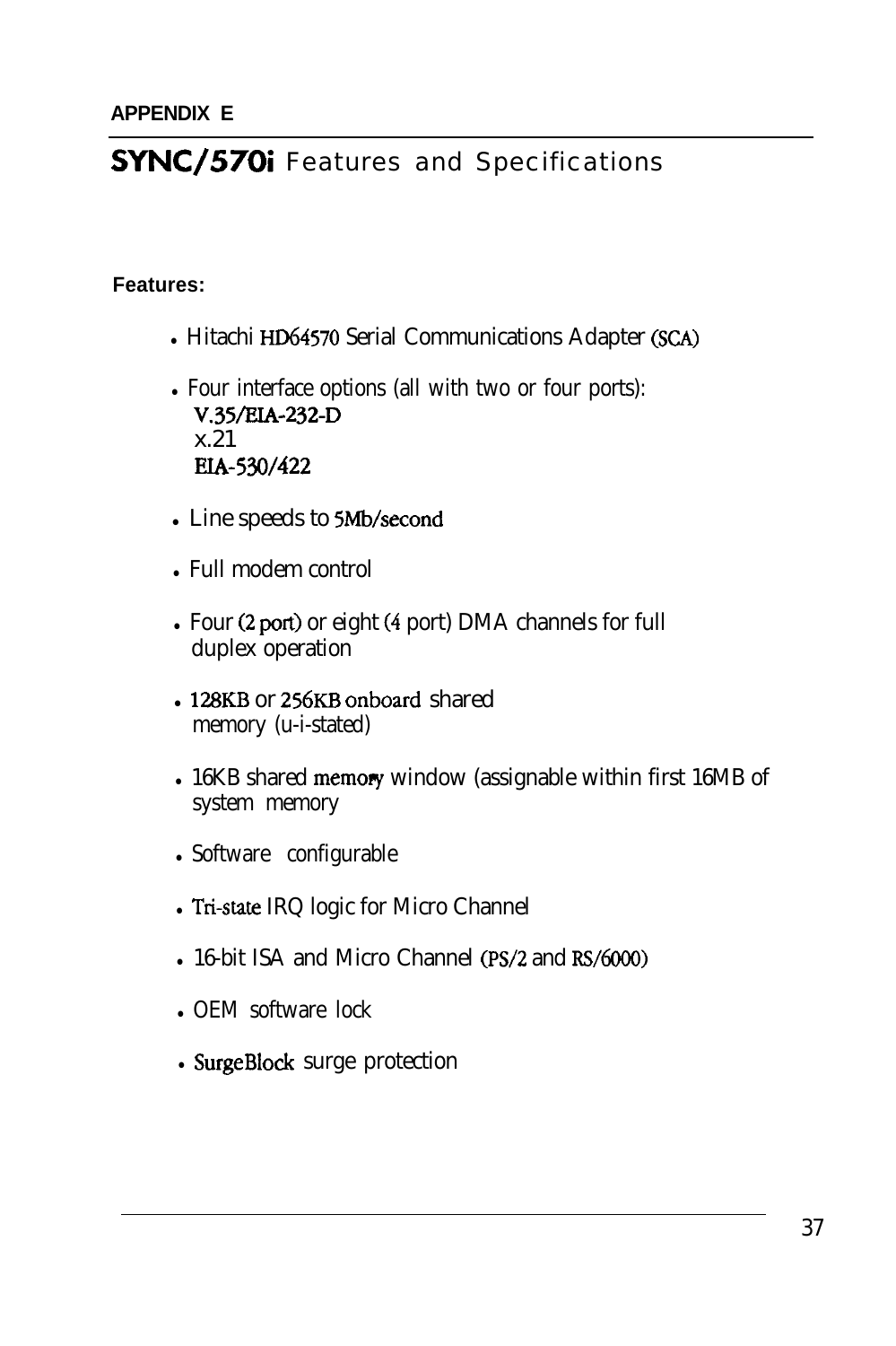**APPENDIX E**

# SYNC/570i Features and Specifications

**Features:**

- Hitachi HD64570 Serial Communications Adapter (SCA)
- Four interface options (all with two or four ports):
  V.35/EIA-232-D
  x.21
  EIA-530/422
- Line speeds to 5Mb/second
- Full modem control
- Four (2 port) or eight (4 port) DMA channels for full duplex operation
- 128KB or 256KB onboard shared memory (u-i-stated)
- 16KB shared memory window (assignable within first 16MB of system memory
- Software configurable
- Tri-state IRQ logic for Micro Channel
- 16-bit ISA and Micro Channel (PS/2 and RS/6000)
- OEM software lock
- SurgeBlock surge protection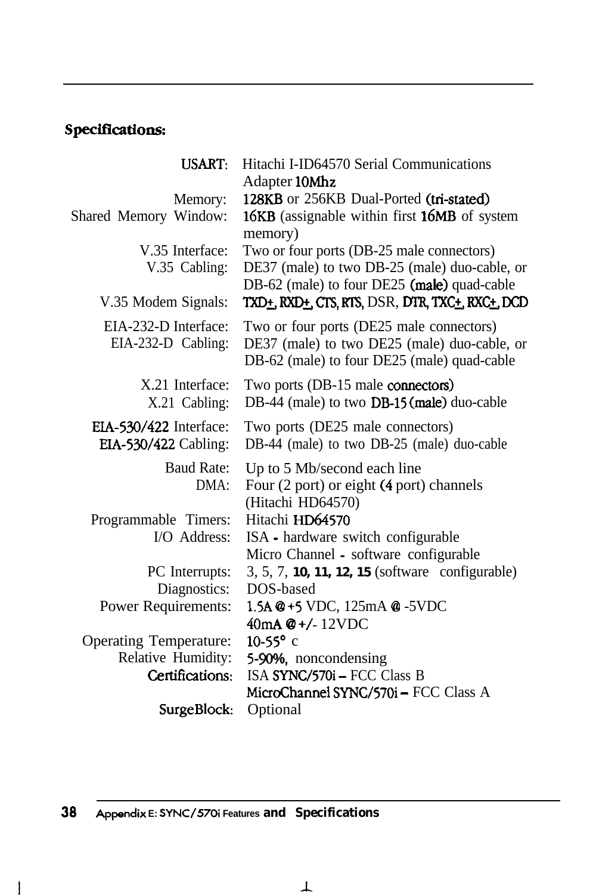## Specifications:

| | |
|---|---|
| USART: | Hitachi I-ID64570 Serial Communications Adapter 10Mhz |
| Memory: | 128KB or 256KB Dual-Ported (tri-stated) |
| Shared Memory Window: | 16KB (assignable within first 16MB of system memory) |
| V.35 Interface: | Two or four ports (DB-25 male connectors) |
| V.35 Cabling: | DE37 (male) to two DB-25 (male) duo-cable, or DB-62 (male) to four DE25 (male) quad-cable |
| V.35 Modem Signals: | TXD±, RXD±, CTS, RTS, DSR, DTR, TXC±, RXC±, DCD |
| EIA-232-D Interface: | Two or four ports (DE25 male connectors) |
| EIA-232-D Cabling: | DE37 (male) to two DE25 (male) duo-cable, or DB-62 (male) to four DE25 (male) quad-cable |
| X.21 Interface: | Two ports (DB-15 male connectors) |
| X.21 Cabling: | DB-44 (male) to two DB-15 (male) duo-cable |
| EIA-530/422 Interface: | Two ports (DE25 male connectors) |
| EIA-530/422 Cabling: | DB-44 (male) to two DB-25 (male) duo-cable |
| Baud Rate: | Up to 5 Mb/second each line |
| DMA: | Four (2 port) or eight (4 port) channels (Hitachi HD64570) |
| Programmable Timers: | Hitachi HD64570 |
| I/O Address: | ISA - hardware switch configurable<br>Micro Channel - software configurable |
| PC Interrupts: | 3, 5, 7, **10, 11, 12, 15** (software configurable) |
| Diagnostics: | DOS-based |
| Power Requirements: | 1.5A @ +5 VDC, 125mA @ -5VDC<br>40mA @ +/- 12VDC |
| Operating Temperature: | 10-55° c |
| Relative Humidity: | 5-90%, noncondensing |
| Certifications: | ISA SYNC/570i – FCC Class B<br>MicroChannel SYNC/570i – FCC Class A |
| SurgeBlock: | Optional |